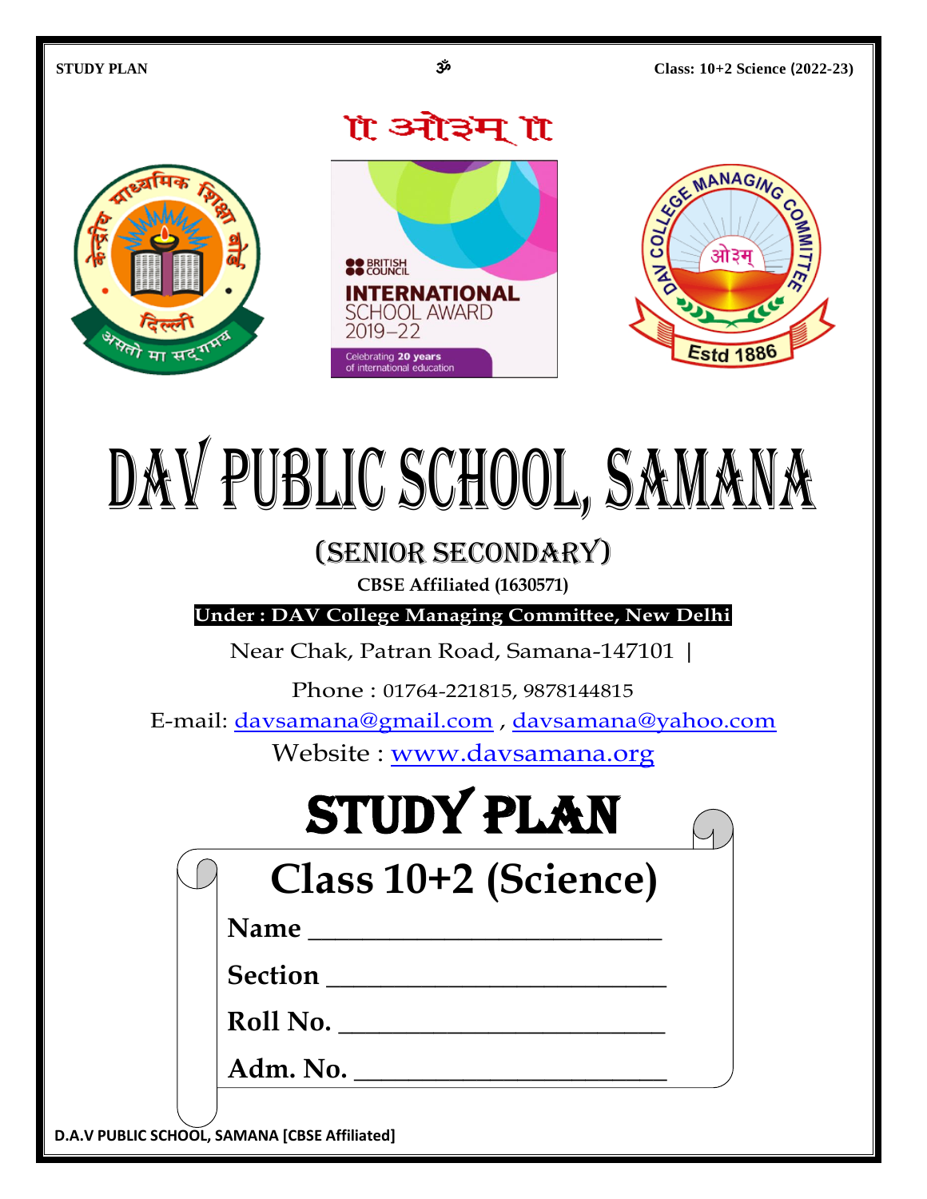॥ ओ३म् ॥

# DAV PUBLIC SCHOOL, SAMANA

## (SENIOR SECONDARY)

**CBSE Affiliated (1630571)**

**Under : DAV College Managing Committee, New Delhi**

Near Chak, Patran Road, Samana-147101 |

Phone : 01764-221815, 9878144815

E-mail: davsamana@gmail.com , davsamana@yahoo.com

Website : www.davsamana.org

# STUDY PLAN

## Class 10+2 (Science)

**Name** ________________________

**Section** ________________________

**Roll No.** ________________________

**Adm. No.** ________________________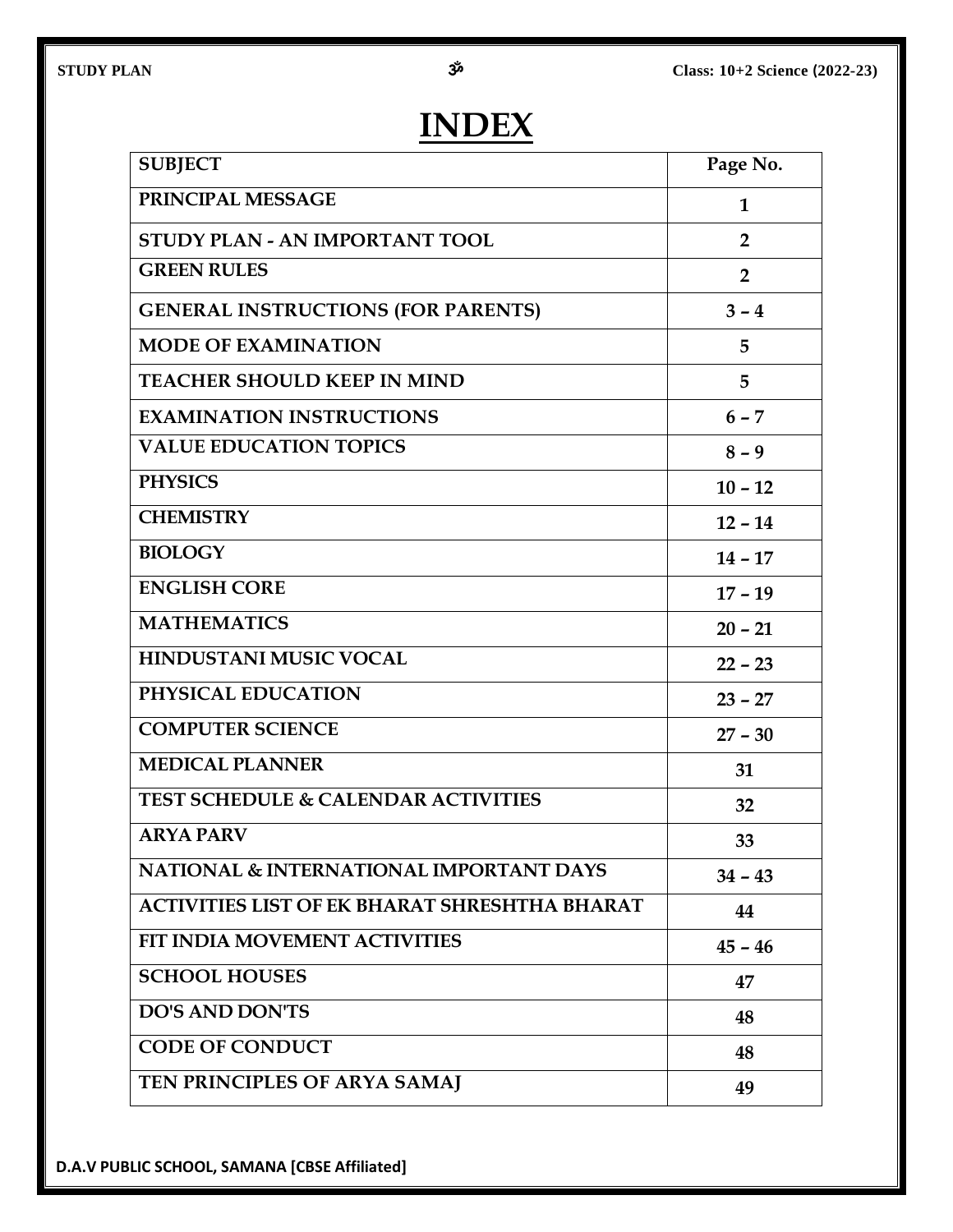# INDEX

| SUBJECT | Page No. |
|---|---|
| PRINCIPAL MESSAGE | 1 |
| STUDY PLAN - AN IMPORTANT TOOL | 2 |
| GREEN RULES | 2 |
| GENERAL INSTRUCTIONS (FOR PARENTS) | 3 – 4 |
| MODE OF EXAMINATION | 5 |
| TEACHER SHOULD KEEP IN MIND | 5 |
| EXAMINATION INSTRUCTIONS | 6 – 7 |
| VALUE EDUCATION TOPICS | 8 – 9 |
| PHYSICS | 10 – 12 |
| CHEMISTRY | 12 – 14 |
| BIOLOGY | 14 – 17 |
| ENGLISH CORE | 17 – 19 |
| MATHEMATICS | 20 – 21 |
| HINDUSTANI MUSIC VOCAL | 22 – 23 |
| PHYSICAL EDUCATION | 23 – 27 |
| COMPUTER SCIENCE | 27 – 30 |
| MEDICAL PLANNER | 31 |
| TEST SCHEDULE & CALENDAR ACTIVITIES | 32 |
| ARYA PARV | 33 |
| NATIONAL & INTERNATIONAL IMPORTANT DAYS | 34 – 43 |
| ACTIVITIES LIST OF EK BHARAT SHRESHTHA BHARAT | 44 |
| FIT INDIA MOVEMENT ACTIVITIES | 45 – 46 |
| SCHOOL HOUSES | 47 |
| DO'S AND DON'TS | 48 |
| CODE OF CONDUCT | 48 |
| TEN PRINCIPLES OF ARYA SAMAJ | 49 |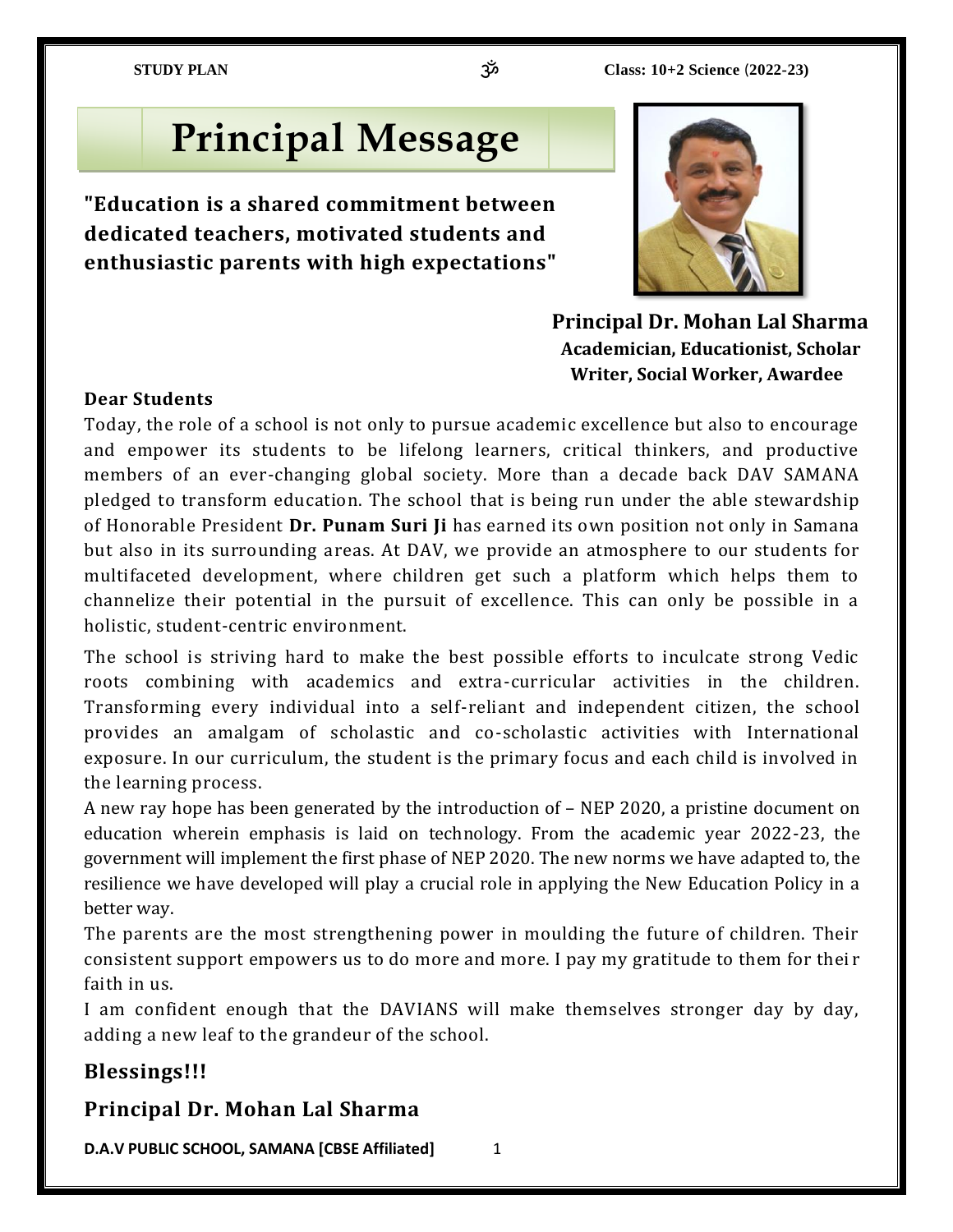# Principal Message

**"Education is a shared commitment between dedicated teachers, motivated students and enthusiastic parents with high expectations"**

**Principal Dr. Mohan Lal Sharma**
**Academician, Educationist, Scholar Writer, Social Worker, Awardee**

**Dear Students**

Today, the role of a school is not only to pursue academic excellence but also to encourage and empower its students to be lifelong learners, critical thinkers, and productive members of an ever-changing global society. More than a decade back DAV SAMANA pledged to transform education. The school that is being run under the able stewardship of Honorable President **Dr. Punam Suri Ji** has earned its own position not only in Samana but also in its surrounding areas. At DAV, we provide an atmosphere to our students for multifaceted development, where children get such a platform which helps them to channelize their potential in the pursuit of excellence. This can only be possible in a holistic, student-centric environment.

The school is striving hard to make the best possible efforts to inculcate strong Vedic roots combining with academics and extra-curricular activities in the children. Transforming every individual into a self-reliant and independent citizen, the school provides an amalgam of scholastic and co-scholastic activities with International exposure. In our curriculum, the student is the primary focus and each child is involved in the learning process.

A new ray hope has been generated by the introduction of – NEP 2020, a pristine document on education wherein emphasis is laid on technology. From the academic year 2022-23, the government will implement the first phase of NEP 2020. The new norms we have adapted to, the resilience we have developed will play a crucial role in applying the New Education Policy in a better way.

The parents are the most strengthening power in moulding the future of children. Their consistent support empowers us to do more and more. I pay my gratitude to them for their faith in us.

I am confident enough that the DAVIANS will make themselves stronger day by day, adding a new leaf to the grandeur of the school.

**Blessings!!!**

**Principal Dr. Mohan Lal Sharma**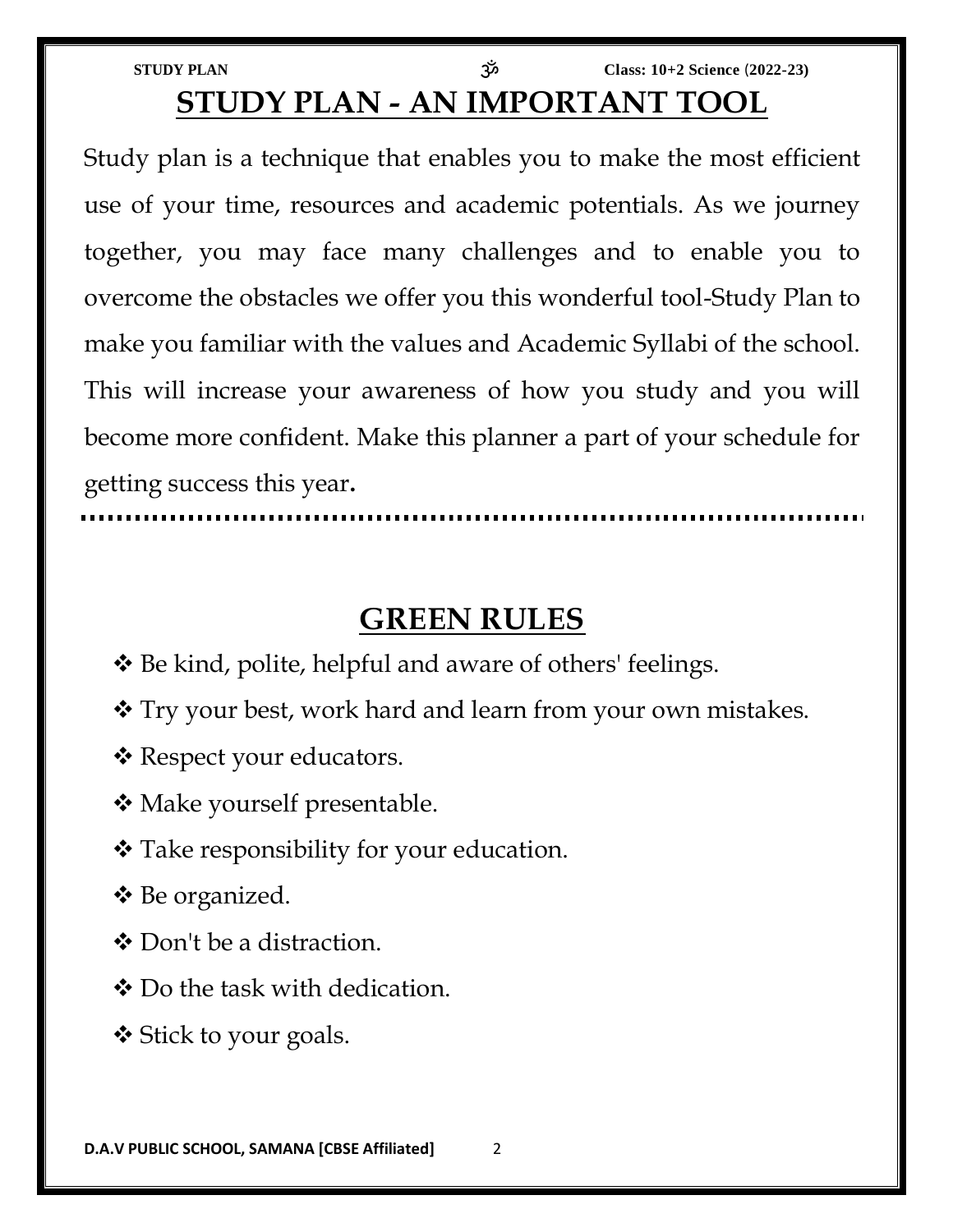# STUDY PLAN - AN IMPORTANT TOOL

Study plan is a technique that enables you to make the most efficient use of your time, resources and academic potentials. As we journey together, you may face many challenges and to enable you to overcome the obstacles we offer you this wonderful tool-Study Plan to make you familiar with the values and Academic Syllabi of the school. This will increase your awareness of how you study and you will become more confident. Make this planner a part of your schedule for getting success this year.

# GREEN RULES

- Be kind, polite, helpful and aware of others' feelings.
- Try your best, work hard and learn from your own mistakes.
- Respect your educators.
- Make yourself presentable.
- Take responsibility for your education.
- Be organized.
- Don't be a distraction.
- Do the task with dedication.
- Stick to your goals.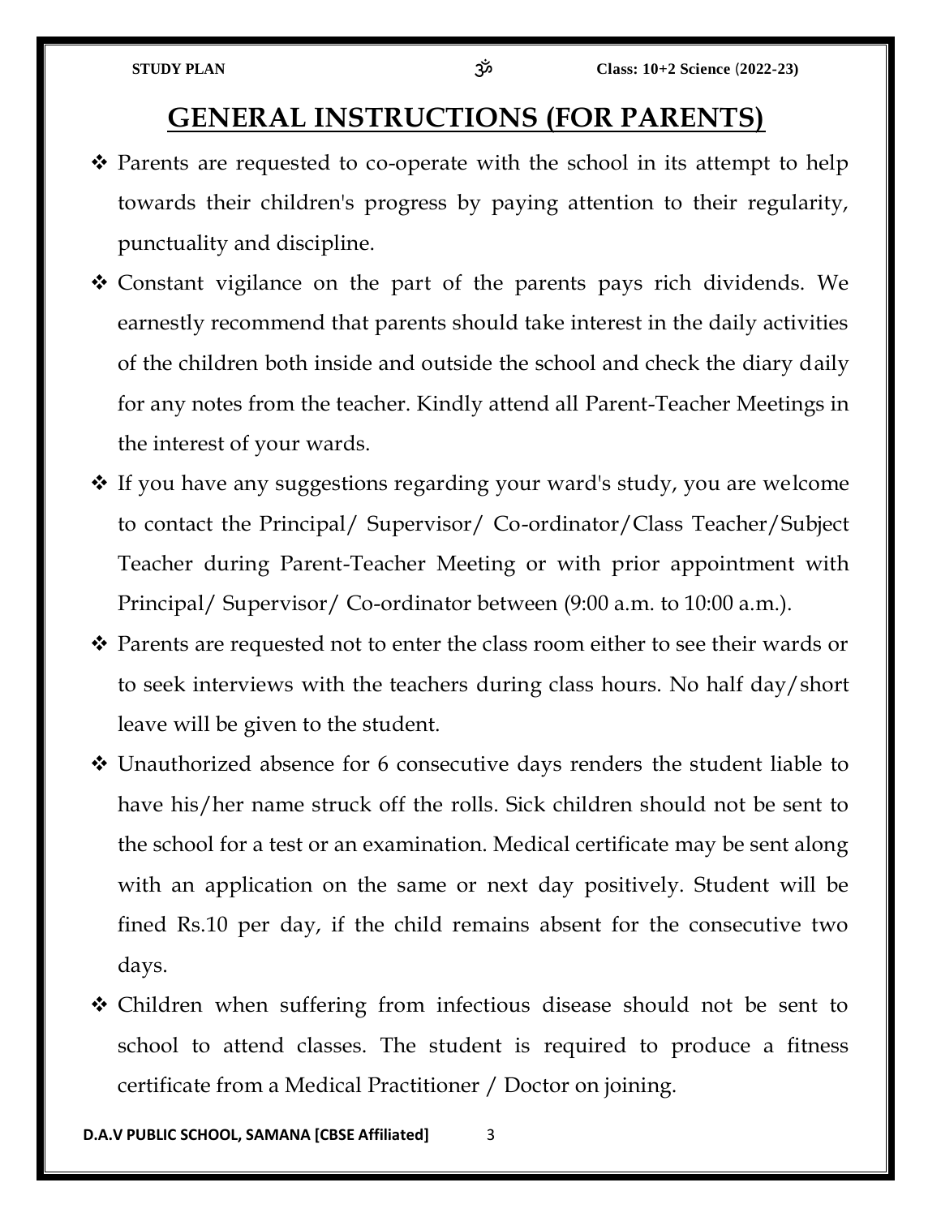# GENERAL INSTRUCTIONS (FOR PARENTS)

- Parents are requested to co-operate with the school in its attempt to help towards their children's progress by paying attention to their regularity, punctuality and discipline.
- Constant vigilance on the part of the parents pays rich dividends. We earnestly recommend that parents should take interest in the daily activities of the children both inside and outside the school and check the diary daily for any notes from the teacher. Kindly attend all Parent-Teacher Meetings in the interest of your wards.
- If you have any suggestions regarding your ward's study, you are welcome to contact the Principal/ Supervisor/ Co-ordinator/Class Teacher/Subject Teacher during Parent-Teacher Meeting or with prior appointment with Principal/ Supervisor/ Co-ordinator between (9:00 a.m. to 10:00 a.m.).
- Parents are requested not to enter the class room either to see their wards or to seek interviews with the teachers during class hours. No half day/short leave will be given to the student.
- Unauthorized absence for 6 consecutive days renders the student liable to have his/her name struck off the rolls. Sick children should not be sent to the school for a test or an examination. Medical certificate may be sent along with an application on the same or next day positively. Student will be fined Rs.10 per day, if the child remains absent for the consecutive two days.
- Children when suffering from infectious disease should not be sent to school to attend classes. The student is required to produce a fitness certificate from a Medical Practitioner / Doctor on joining.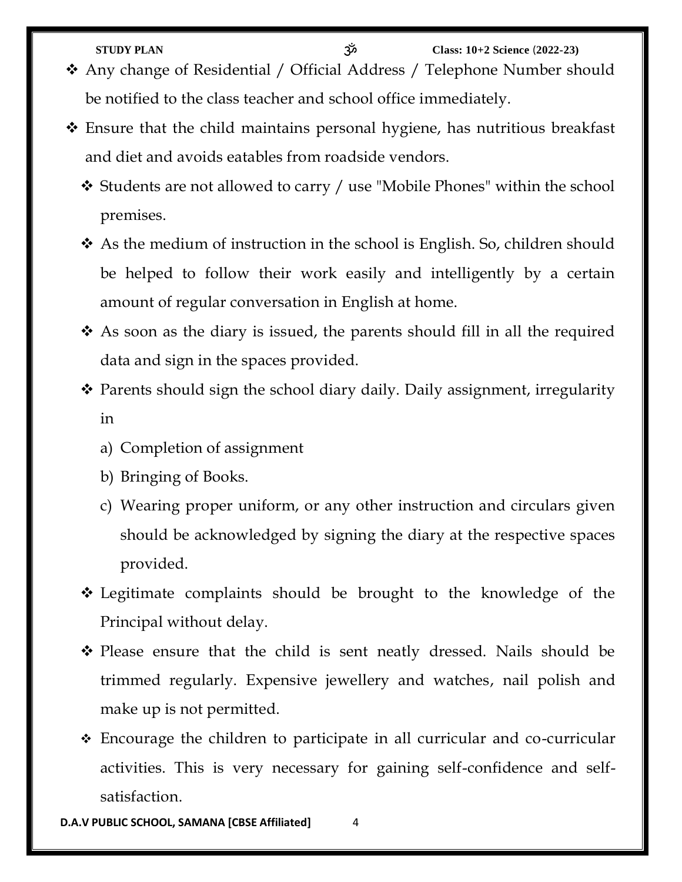- ❖ Any change of Residential / Official Address / Telephone Number should be notified to the class teacher and school office immediately.
- ❖ Ensure that the child maintains personal hygiene, has nutritious breakfast and diet and avoids eatables from roadside vendors.
- ❖ Students are not allowed to carry / use "Mobile Phones" within the school premises.
- ❖ As the medium of instruction in the school is English. So, children should be helped to follow their work easily and intelligently by a certain amount of regular conversation in English at home.
- ❖ As soon as the diary is issued, the parents should fill in all the required data and sign in the spaces provided.
- ❖ Parents should sign the school diary daily. Daily assignment, irregularity in
  - a) Completion of assignment
  - b) Bringing of Books.
  - c) Wearing proper uniform, or any other instruction and circulars given should be acknowledged by signing the diary at the respective spaces provided.
- ❖ Legitimate complaints should be brought to the knowledge of the Principal without delay.
- ❖ Please ensure that the child is sent neatly dressed. Nails should be trimmed regularly. Expensive jewellery and watches, nail polish and make up is not permitted.
- ❖ Encourage the children to participate in all curricular and co-curricular activities. This is very necessary for gaining self-confidence and self-satisfaction.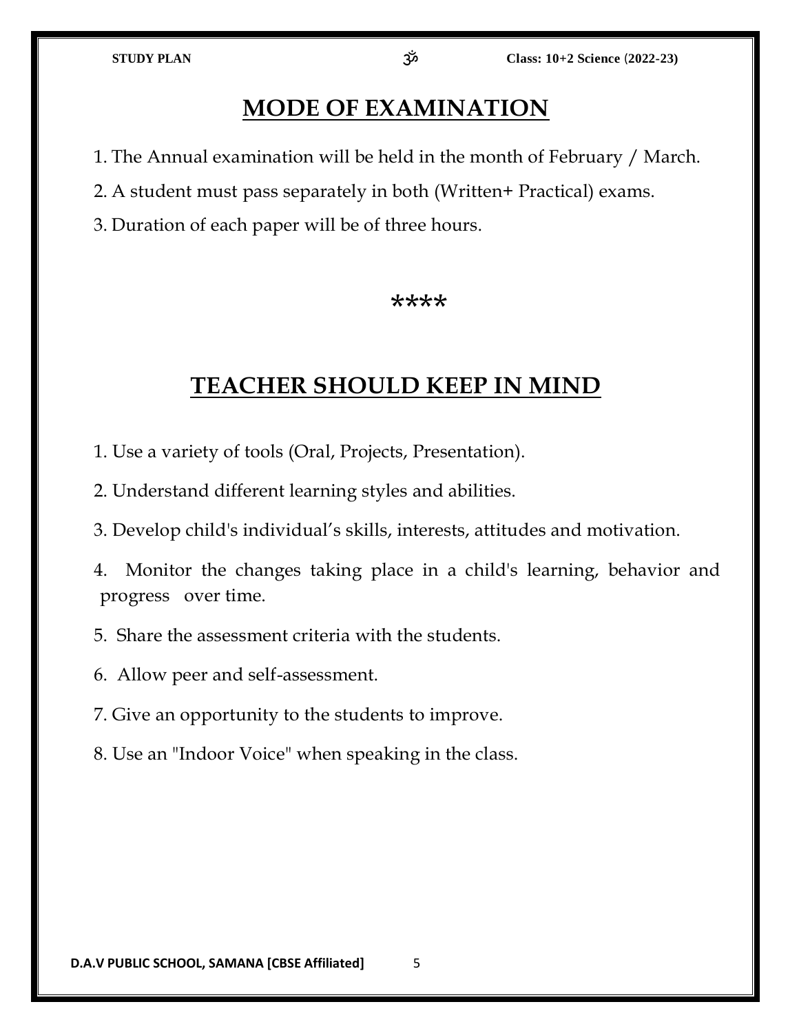## MODE OF EXAMINATION

1. The Annual examination will be held in the month of February / March.
2. A student must pass separately in both (Written+ Practical) exams.
3. Duration of each paper will be of three hours.

****

## TEACHER SHOULD KEEP IN MIND

1. Use a variety of tools (Oral, Projects, Presentation).
2. Understand different learning styles and abilities.
3. Develop child's individual's skills, interests, attitudes and motivation.
4. Monitor the changes taking place in a child's learning, behavior and progress over time.
5. Share the assessment criteria with the students.
6. Allow peer and self-assessment.
7. Give an opportunity to the students to improve.
8. Use an "Indoor Voice" when speaking in the class.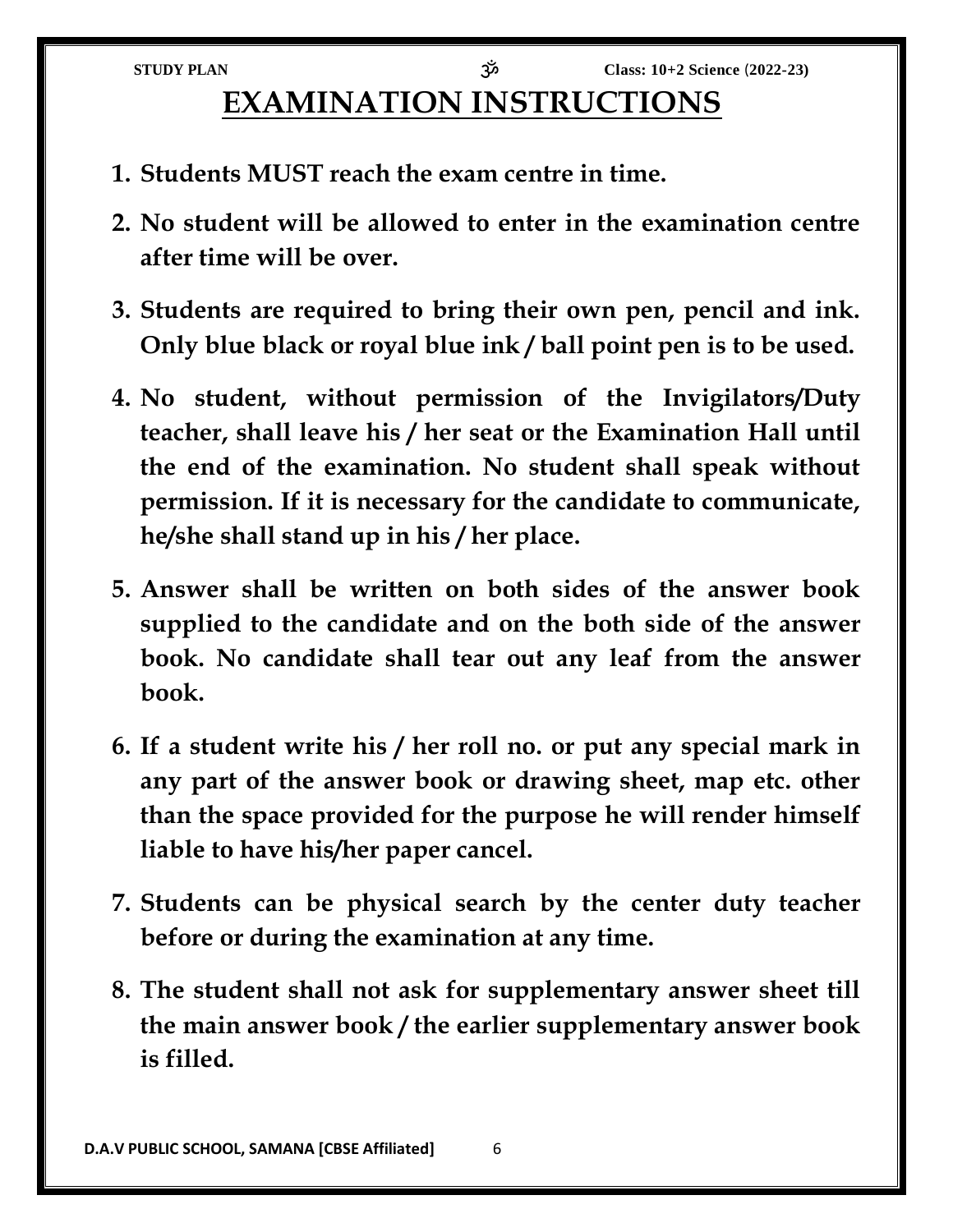# EXAMINATION INSTRUCTIONS

1. **Students MUST reach the exam centre in time.**
2. **No student will be allowed to enter in the examination centre after time will be over.**
3. **Students are required to bring their own pen, pencil and ink. Only blue black or royal blue ink / ball point pen is to be used.**
4. **No student, without permission of the Invigilators/Duty teacher, shall leave his / her seat or the Examination Hall until the end of the examination. No student shall speak without permission. If it is necessary for the candidate to communicate, he/she shall stand up in his / her place.**
5. **Answer shall be written on both sides of the answer book supplied to the candidate and on the both side of the answer book. No candidate shall tear out any leaf from the answer book.**
6. **If a student write his / her roll no. or put any special mark in any part of the answer book or drawing sheet, map etc. other than the space provided for the purpose he will render himself liable to have his/her paper cancel.**
7. **Students can be physical search by the center duty teacher before or during the examination at any time.**
8. **The student shall not ask for supplementary answer sheet till the main answer book / the earlier supplementary answer book is filled.**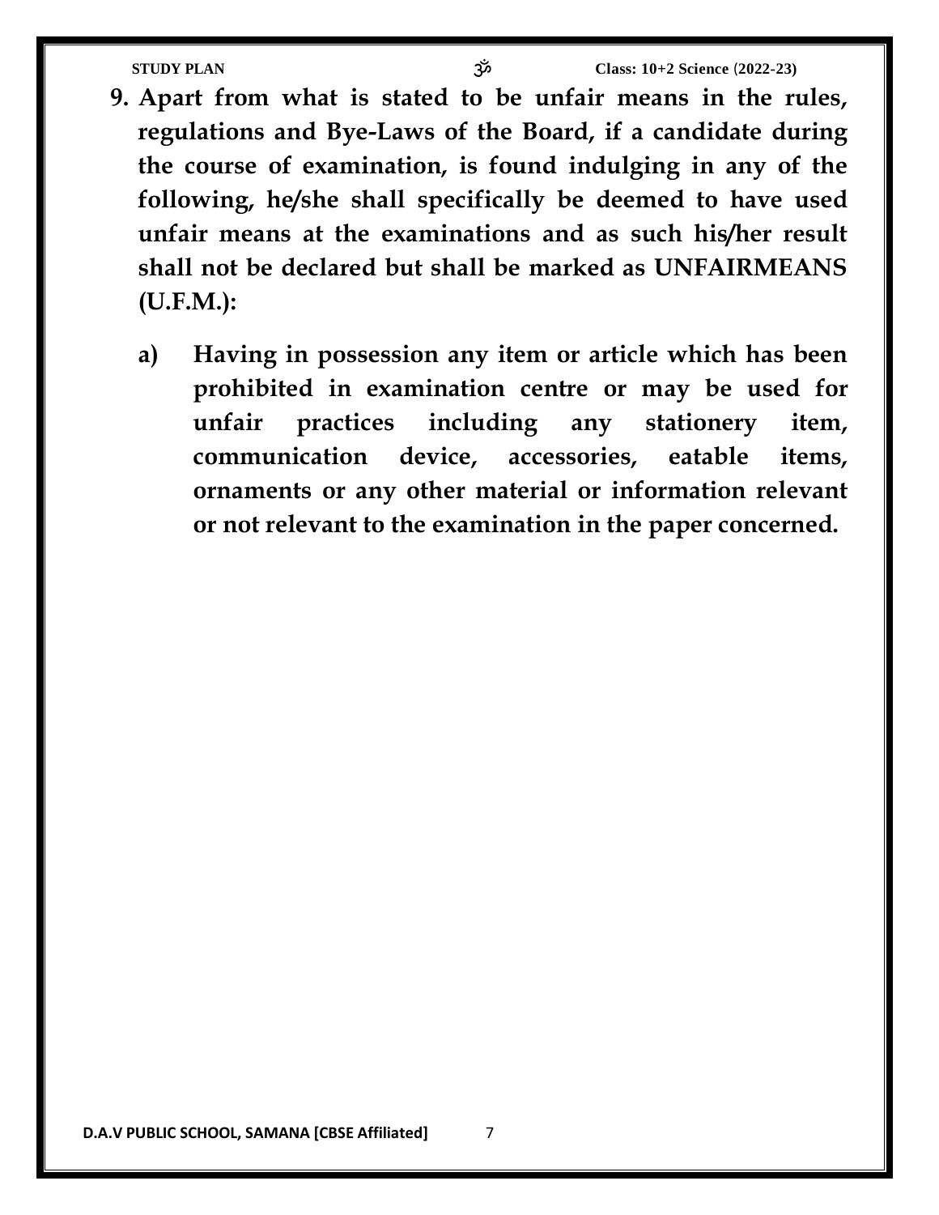**9. Apart from what is stated to be unfair means in the rules, regulations and Bye-Laws of the Board, if a candidate during the course of examination, is found indulging in any of the following, he/she shall specifically be deemed to have used unfair means at the examinations and as such his/her result shall not be declared but shall be marked as UNFAIRMEANS (U.F.M.):**

**a) Having in possession any item or article which has been prohibited in examination centre or may be used for unfair practices including any stationery item, communication device, accessories, eatable items, ornaments or any other material or information relevant or not relevant to the examination in the paper concerned.**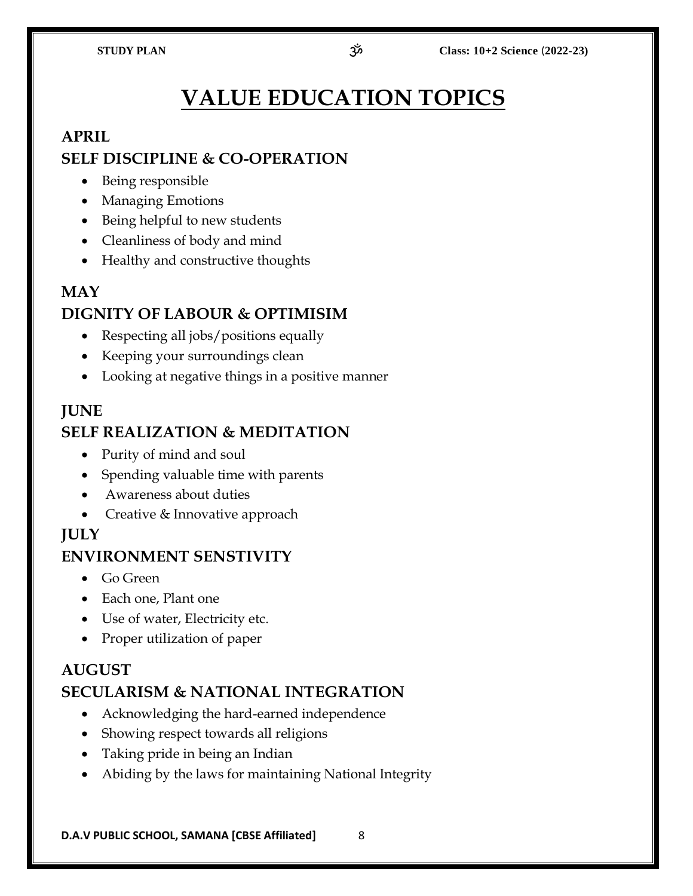# VALUE EDUCATION TOPICS

## APRIL

### SELF DISCIPLINE & CO-OPERATION

- Being responsible
- Managing Emotions
- Being helpful to new students
- Cleanliness of body and mind
- Healthy and constructive thoughts

## MAY

### DIGNITY OF LABOUR & OPTIMISIM

- Respecting all jobs/positions equally
- Keeping your surroundings clean
- Looking at negative things in a positive manner

## JUNE

### SELF REALIZATION & MEDITATION

- Purity of mind and soul
- Spending valuable time with parents
- Awareness about duties
- Creative & Innovative approach

## JULY

### ENVIRONMENT SENSTIVITY

- Go Green
- Each one, Plant one
- Use of water, Electricity etc.
- Proper utilization of paper

## AUGUST

### SECULARISM & NATIONAL INTEGRATION

- Acknowledging the hard-earned independence
- Showing respect towards all religions
- Taking pride in being an Indian
- Abiding by the laws for maintaining National Integrity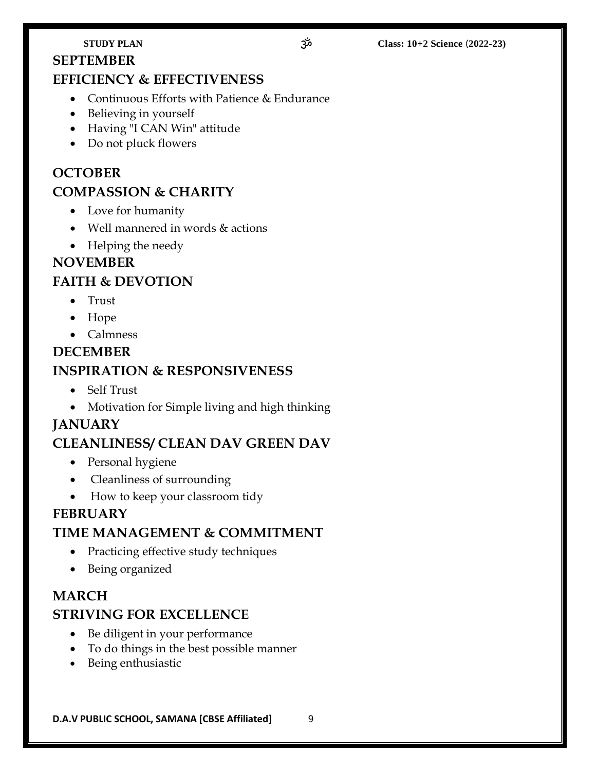## SEPTEMBER

## EFFICIENCY & EFFECTIVENESS

- Continuous Efforts with Patience & Endurance
- Believing in yourself
- Having "I CAN Win" attitude
- Do not pluck flowers

## OCTOBER

## COMPASSION & CHARITY

- Love for humanity
- Well mannered in words & actions
- Helping the needy

## NOVEMBER

## FAITH & DEVOTION

- Trust
- Hope
- Calmness

## DECEMBER

## INSPIRATION & RESPONSIVENESS

- Self Trust
- Motivation for Simple living and high thinking

## JANUARY

## CLEANLINESS/ CLEAN DAV GREEN DAV

- Personal hygiene
- Cleanliness of surrounding
- How to keep your classroom tidy

## FEBRUARY

## TIME MANAGEMENT & COMMITMENT

- Practicing effective study techniques
- Being organized

## MARCH

## STRIVING FOR EXCELLENCE

- Be diligent in your performance
- To do things in the best possible manner
- Being enthusiastic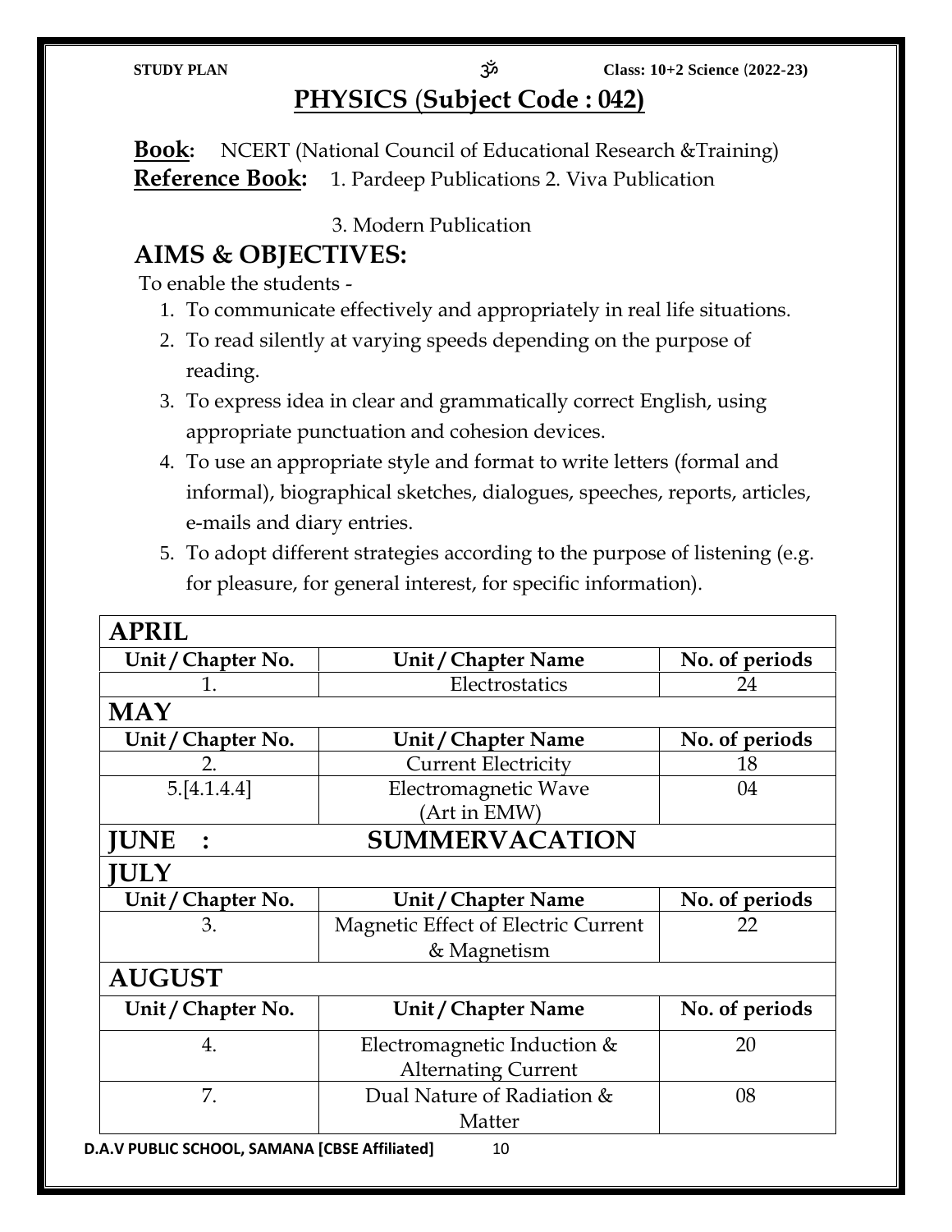# PHYSICS (Subject Code : 042)

**Book:** NCERT (National Council of Educational Research &Training)

**Reference Book:** 1. Pardeep Publications 2. Viva Publication

3. Modern Publication

## AIMS & OBJECTIVES:

To enable the students -

1. To communicate effectively and appropriately in real life situations.
2. To read silently at varying speeds depending on the purpose of reading.
3. To express idea in clear and grammatically correct English, using appropriate punctuation and cohesion devices.
4. To use an appropriate style and format to write letters (formal and informal), biographical sketches, dialogues, speeches, reports, articles, e-mails and diary entries.
5. To adopt different strategies according to the purpose of listening (e.g. for pleasure, for general interest, for specific information).

| **APRIL** | | |
|---|---|---|
| **Unit / Chapter No.** | **Unit / Chapter Name** | **No. of periods** |
| 1. | Electrostatics | 24 |
| **MAY** | | |
| **Unit / Chapter No.** | **Unit / Chapter Name** | **No. of periods** |
| 2. | Current Electricity | 18 |
| 5.[4.1.4.4] | Electromagnetic Wave (Art in EMW) | 04 |
| **JUNE :** | **SUMMERVACATION** | |
| **JULY** | | |
| **Unit / Chapter No.** | **Unit / Chapter Name** | **No. of periods** |
| 3. | Magnetic Effect of Electric Current & Magnetism | 22 |
| **AUGUST** | | |
| **Unit / Chapter No.** | **Unit / Chapter Name** | **No. of periods** |
| 4. | Electromagnetic Induction & Alternating Current | 20 |
| 7. | Dual Nature of Radiation & Matter | 08 |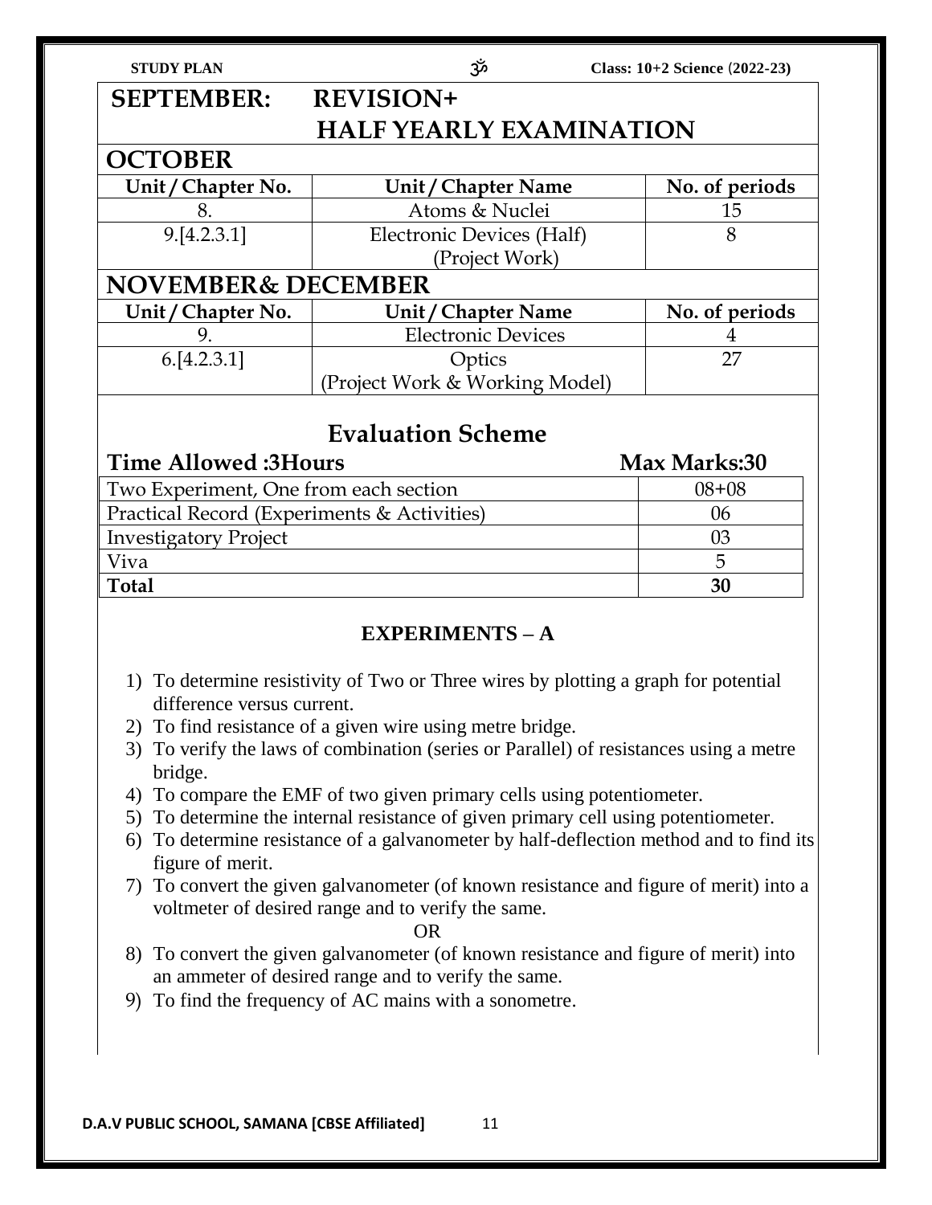## SEPTEMBER: REVISION+ HALF YEARLY EXAMINATION

## OCTOBER

| Unit / Chapter No. | Unit / Chapter Name | No. of periods |
|---|---|---|
| 8. | Atoms & Nuclei | 15 |
| 9.[4.2.3.1] | Electronic Devices (Half) (Project Work) | 8 |

## NOVEMBER& DECEMBER

| Unit / Chapter No. | Unit / Chapter Name | No. of periods |
|---|---|---|
| 9. | Electronic Devices | 4 |
| 6.[4.2.3.1] | Optics (Project Work & Working Model) | 27 |

## Evaluation Scheme

**Time Allowed :3Hours** **Max Marks:30**

| | |
|---|---|
| Two Experiment, One from each section | 08+08 |
| Practical Record (Experiments & Activities) | 06 |
| Investigatory Project | 03 |
| Viva | 5 |
| **Total** | **30** |

### EXPERIMENTS – A

1) To determine resistivity of Two or Three wires by plotting a graph for potential difference versus current.
2) To find resistance of a given wire using metre bridge.
3) To verify the laws of combination (series or Parallel) of resistances using a metre bridge.
4) To compare the EMF of two given primary cells using potentiometer.
5) To determine the internal resistance of given primary cell using potentiometer.
6) To determine resistance of a galvanometer by half-deflection method and to find its figure of merit.
7) To convert the given galvanometer (of known resistance and figure of merit) into a voltmeter of desired range and to verify the same.

   OR

8) To convert the given galvanometer (of known resistance and figure of merit) into an ammeter of desired range and to verify the same.
9) To find the frequency of AC mains with a sonometre.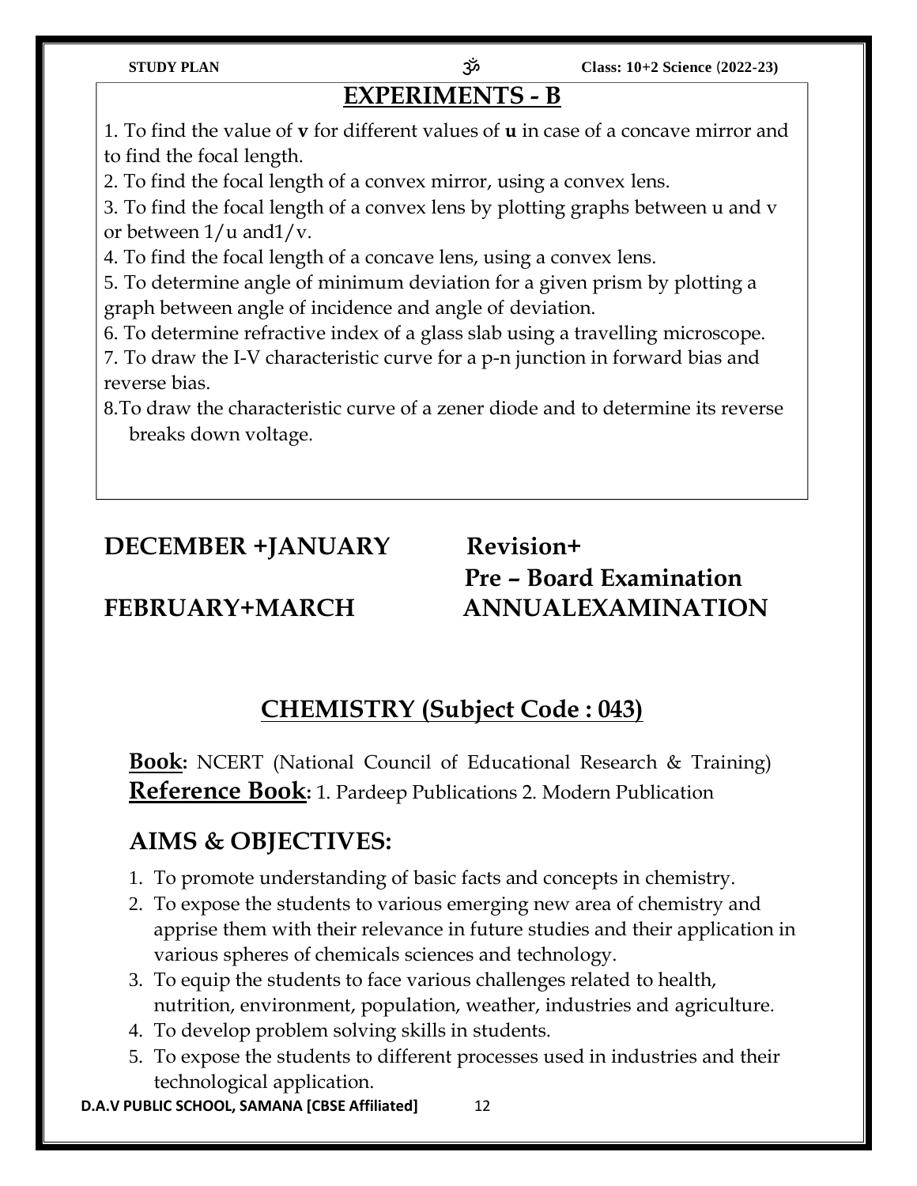## EXPERIMENTS - B

1. To find the value of **v** for different values of **u** in case of a concave mirror and to find the focal length.
2. To find the focal length of a convex mirror, using a convex lens.
3. To find the focal length of a convex lens by plotting graphs between u and v or between 1/u and1/v.
4. To find the focal length of a concave lens, using a convex lens.
5. To determine angle of minimum deviation for a given prism by plotting a graph between angle of incidence and angle of deviation.
6. To determine refractive index of a glass slab using a travelling microscope.
7. To draw the I-V characteristic curve for a p-n junction in forward bias and reverse bias.
8. To draw the characteristic curve of a zener diode and to determine its reverse breaks down voltage.

**DECEMBER +JANUARY** — **Revision+ Pre – Board Examination**

**FEBRUARY+MARCH** — **ANNUALEXAMINATION**

## CHEMISTRY (Subject Code : 043)

**Book:** NCERT (National Council of Educational Research & Training)
**Reference Book:** 1. Pardeep Publications 2. Modern Publication

## AIMS & OBJECTIVES:

1. To promote understanding of basic facts and concepts in chemistry.
2. To expose the students to various emerging new area of chemistry and apprise them with their relevance in future studies and their application in various spheres of chemicals sciences and technology.
3. To equip the students to face various challenges related to health, nutrition, environment, population, weather, industries and agriculture.
4. To develop problem solving skills in students.
5. To expose the students to different processes used in industries and their technological application.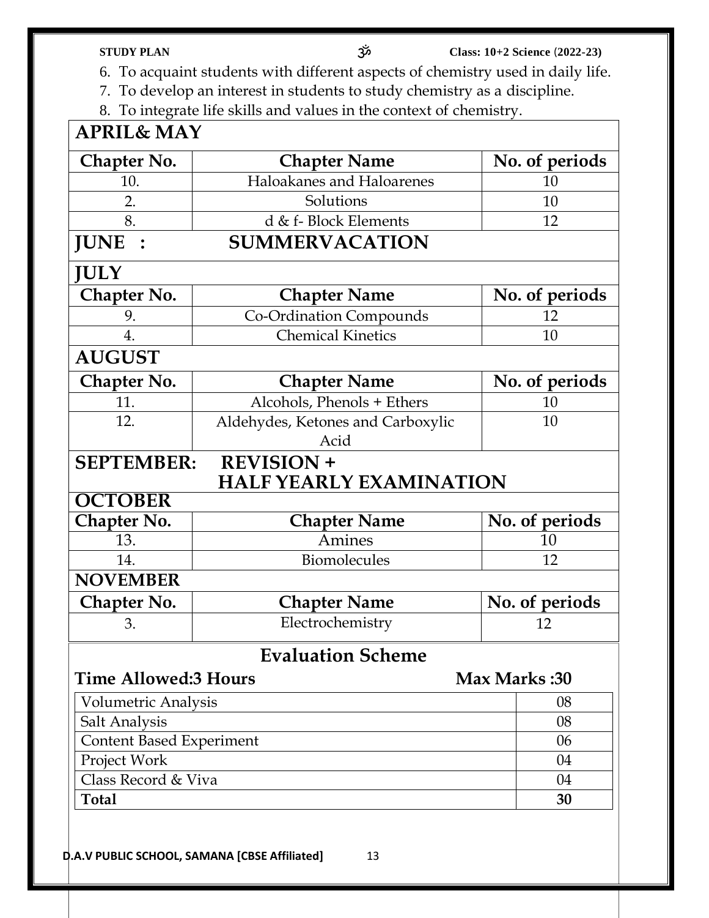6. To acquaint students with different aspects of chemistry used in daily life.
7. To develop an interest in students to study chemistry as a discipline.
8. To integrate life skills and values in the context of chemistry.

## APRIL& MAY

| Chapter No. | Chapter Name | No. of periods |
|---|---|---|
| 10. | Haloakanes and Haloarenes | 10 |
| 2. | Solutions | 10 |
| 8. | d & f- Block Elements | 12 |

## JUNE : SUMMERVACATION

## JULY

| Chapter No. | Chapter Name | No. of periods |
|---|---|---|
| 9. | Co-Ordination Compounds | 12 |
| 4. | Chemical Kinetics | 10 |

## AUGUST

| Chapter No. | Chapter Name | No. of periods |
|---|---|---|
| 11. | Alcohols, Phenols + Ethers | 10 |
| 12. | Aldehydes, Ketones and Carboxylic Acid | 10 |

## SEPTEMBER: REVISION + HALF YEARLY EXAMINATION

## OCTOBER

| Chapter No. | Chapter Name | No. of periods |
|---|---|---|
| 13. | Amines | 10 |
| 14. | Biomolecules | 12 |

## NOVEMBER

| Chapter No. | Chapter Name | No. of periods |
|---|---|---|
| 3. | Electrochemistry | 12 |

## Evaluation Scheme

**Time Allowed:3 Hours** **Max Marks :30**

| Component | Marks |
|---|---|
| Volumetric Analysis | 08 |
| Salt Analysis | 08 |
| Content Based Experiment | 06 |
| Project Work | 04 |
| Class Record & Viva | 04 |
| **Total** | **30** |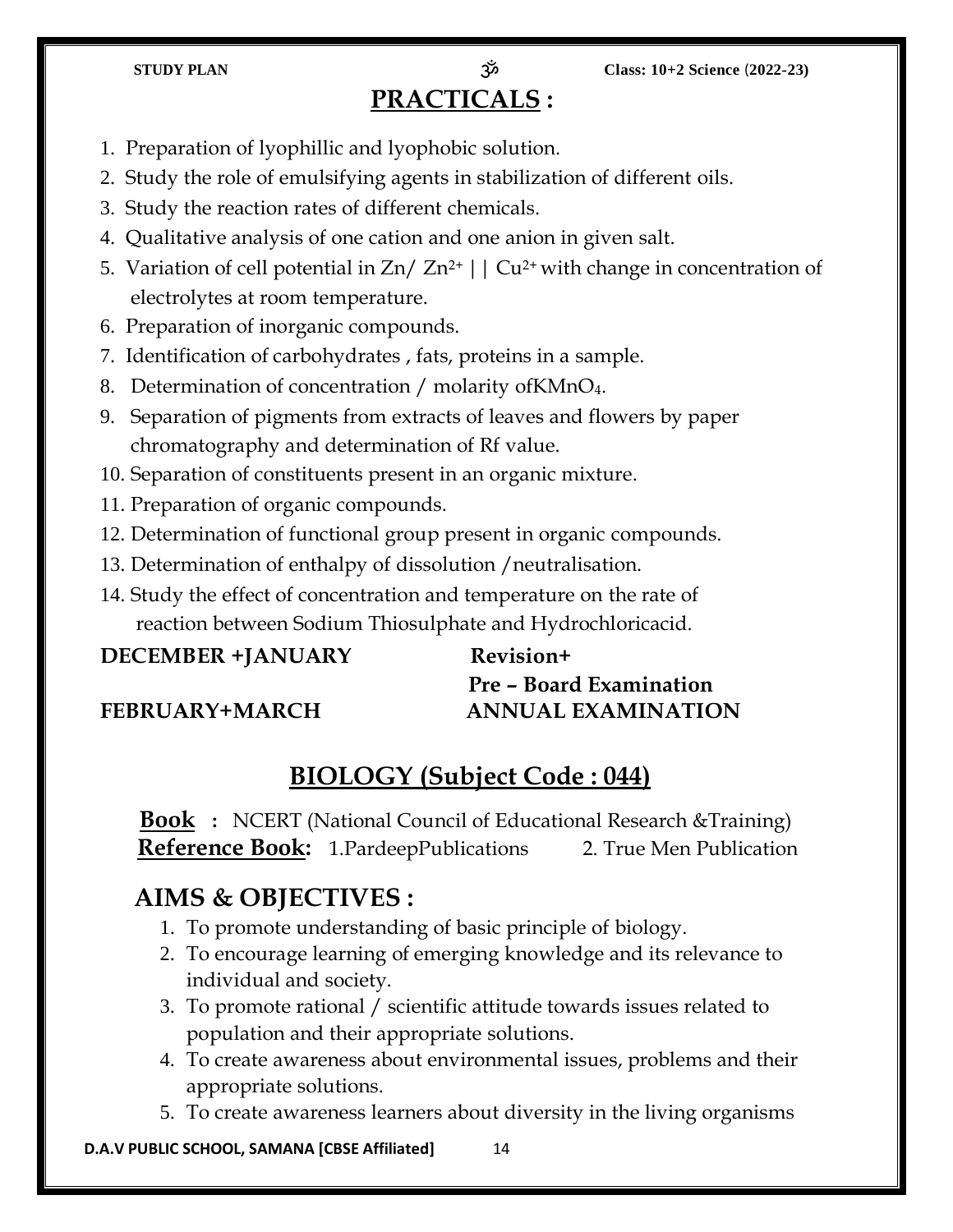## PRACTICALS :

1. Preparation of lyophillic and lyophobic solution.
2. Study the role of emulsifying agents in stabilization of different oils.
3. Study the reaction rates of different chemicals.
4. Qualitative analysis of one cation and one anion in given salt.
5. Variation of cell potential in $Zn/ Zn^{2+} || Cu^{2+}$ with change in concentration of electrolytes at room temperature.
6. Preparation of inorganic compounds.
7. Identification of carbohydrates , fats, proteins in a sample.
8. Determination of concentration / molarity of$KMnO_4$.
9. Separation of pigments from extracts of leaves and flowers by paper chromatography and determination of Rf value.
10. Separation of constituents present in an organic mixture.
11. Preparation of organic compounds.
12. Determination of functional group present in organic compounds.
13. Determination of enthalpy of dissolution /neutralisation.
14. Study the effect of concentration and temperature on the rate of reaction between Sodium Thiosulphate and Hydrochloricacid.

**DECEMBER +JANUARY** — **Revision+ Pre – Board Examination**

**FEBRUARY+MARCH** — **ANNUAL EXAMINATION**

## BIOLOGY (Subject Code : 044)

**Book** : NCERT (National Council of Educational Research &Training)

**Reference Book:** 1.PardeepPublications 2. True Men Publication

## AIMS & OBJECTIVES :

1. To promote understanding of basic principle of biology.
2. To encourage learning of emerging knowledge and its relevance to individual and society.
3. To promote rational / scientific attitude towards issues related to population and their appropriate solutions.
4. To create awareness about environmental issues, problems and their appropriate solutions.
5. To create awareness learners about diversity in the living organisms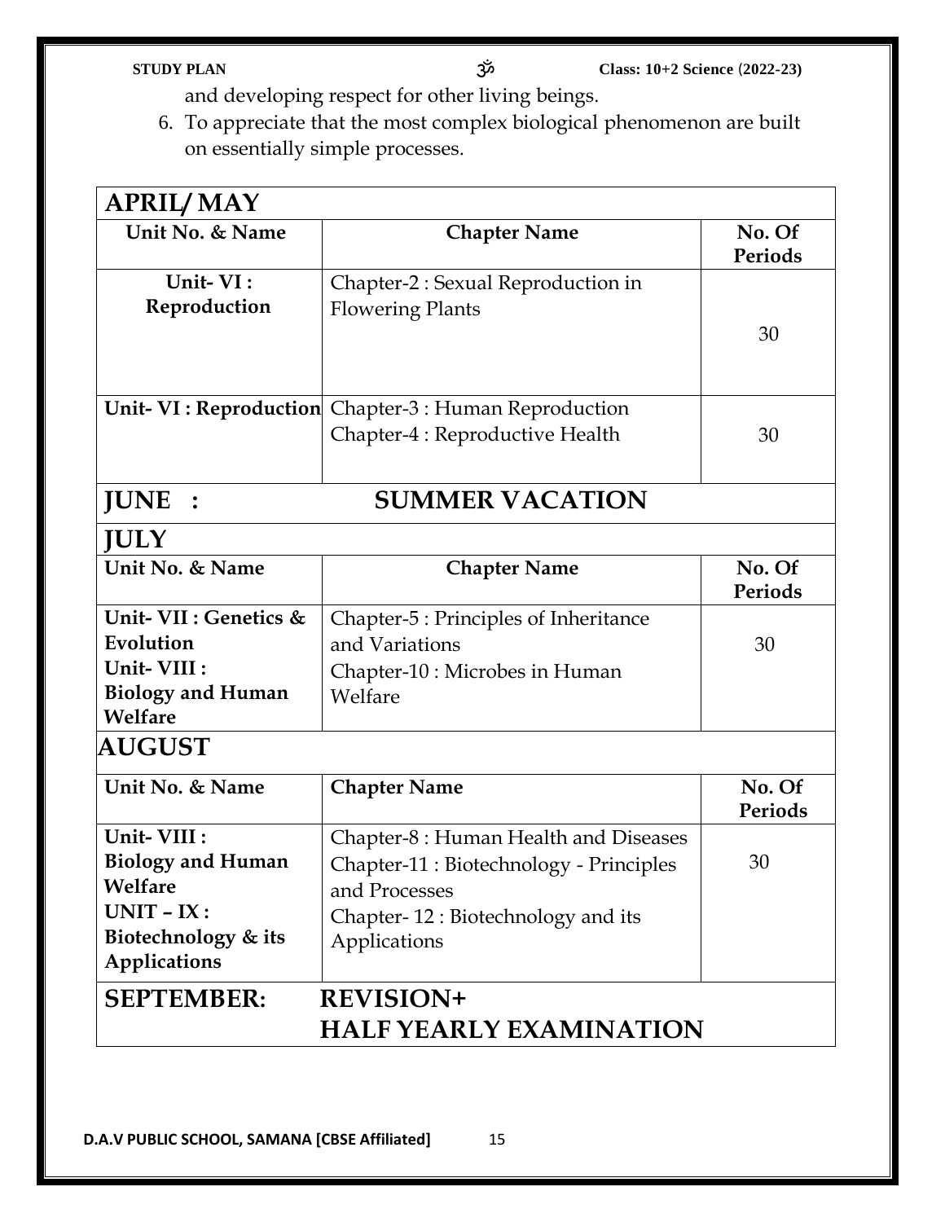and developing respect for other living beings.

6. To appreciate that the most complex biological phenomenon are built on essentially simple processes.

## APRIL/ MAY

| Unit No. & Name | Chapter Name | No. Of Periods |
|---|---|---|
| **Unit- VI : Reproduction** | Chapter-2 : Sexual Reproduction in Flowering Plants | 30 |
| **Unit- VI : Reproduction** | Chapter-3 : Human Reproduction<br>Chapter-4 : Reproductive Health | 30 |

## JUNE : SUMMER VACATION

## JULY

| Unit No. & Name | Chapter Name | No. Of Periods |
|---|---|---|
| **Unit- VII : Genetics & Evolution**<br>**Unit- VIII : Biology and Human Welfare** | Chapter-5 : Principles of Inheritance and Variations<br>Chapter-10 : Microbes in Human Welfare | 30 |

## AUGUST

| Unit No. & Name | Chapter Name | No. Of Periods |
|---|---|---|
| **Unit- VIII : Biology and Human Welfare**<br>**UNIT – IX : Biotechnology & its Applications** | Chapter-8 : Human Health and Diseases<br>Chapter-11 : Biotechnology - Principles and Processes<br>Chapter- 12 : Biotechnology and its Applications | 30 |

## SEPTEMBER: REVISION+ HALF YEARLY EXAMINATION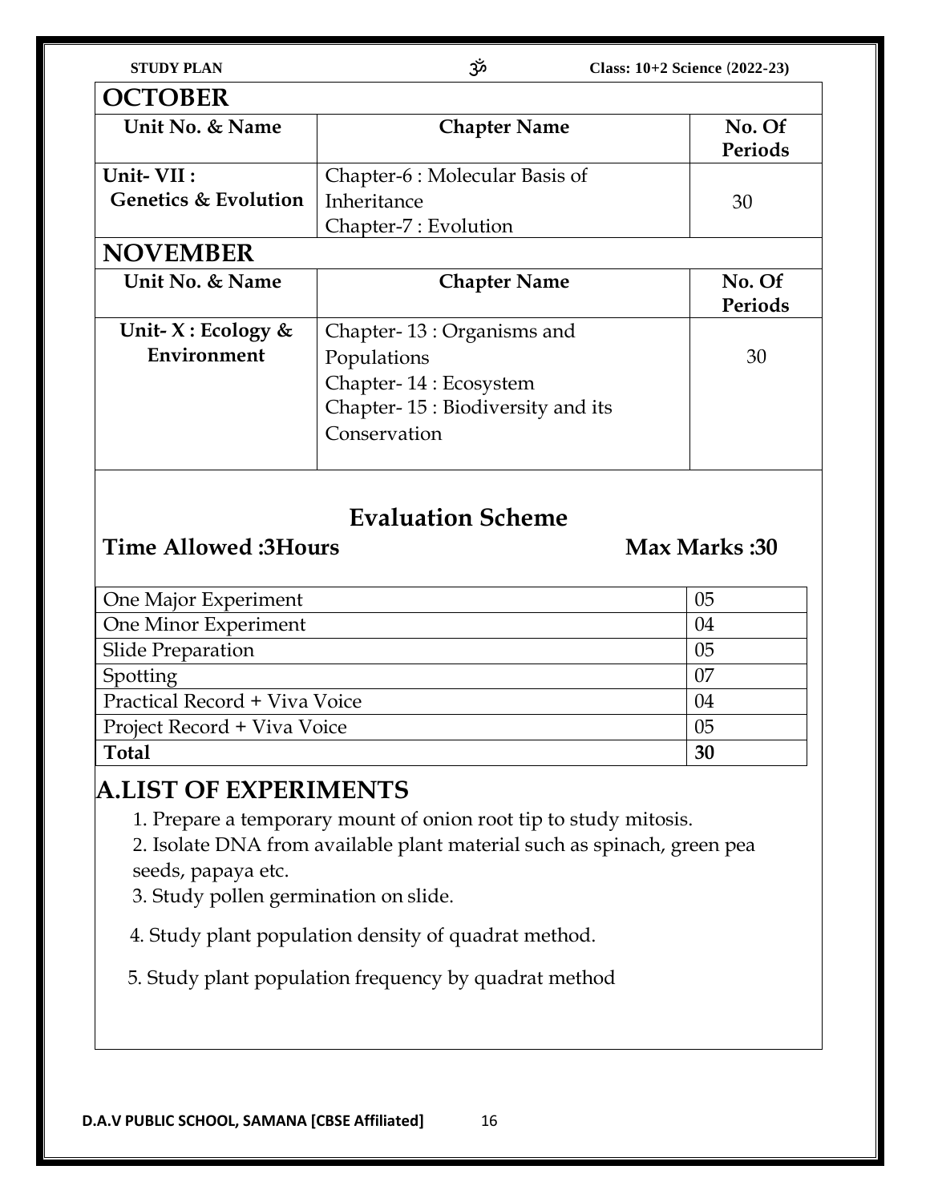## OCTOBER

| Unit No. & Name | Chapter Name | No. Of Periods |
|---|---|---|
| Unit- VII : Genetics & Evolution | Chapter-6 : Molecular Basis of Inheritance<br>Chapter-7 : Evolution | 30 |

## NOVEMBER

| Unit No. & Name | Chapter Name | No. Of Periods |
|---|---|---|
| Unit- X : Ecology & Environment | Chapter- 13 : Organisms and Populations<br>Chapter- 14 : Ecosystem<br>Chapter- 15 : Biodiversity and its Conservation | 30 |

## Evaluation Scheme

**Time Allowed :3Hours** **Max Marks :30**

| One Major Experiment | 05 |
|---|---|
| One Minor Experiment | 04 |
| Slide Preparation | 05 |
| Spotting | 07 |
| Practical Record + Viva Voice | 04 |
| Project Record + Viva Voice | 05 |
| **Total** | **30** |

## A.LIST OF EXPERIMENTS

1. Prepare a temporary mount of onion root tip to study mitosis.
2. Isolate DNA from available plant material such as spinach, green pea seeds, papaya etc.
3. Study pollen germination on slide.
4. Study plant population density of quadrat method.
5. Study plant population frequency by quadrat method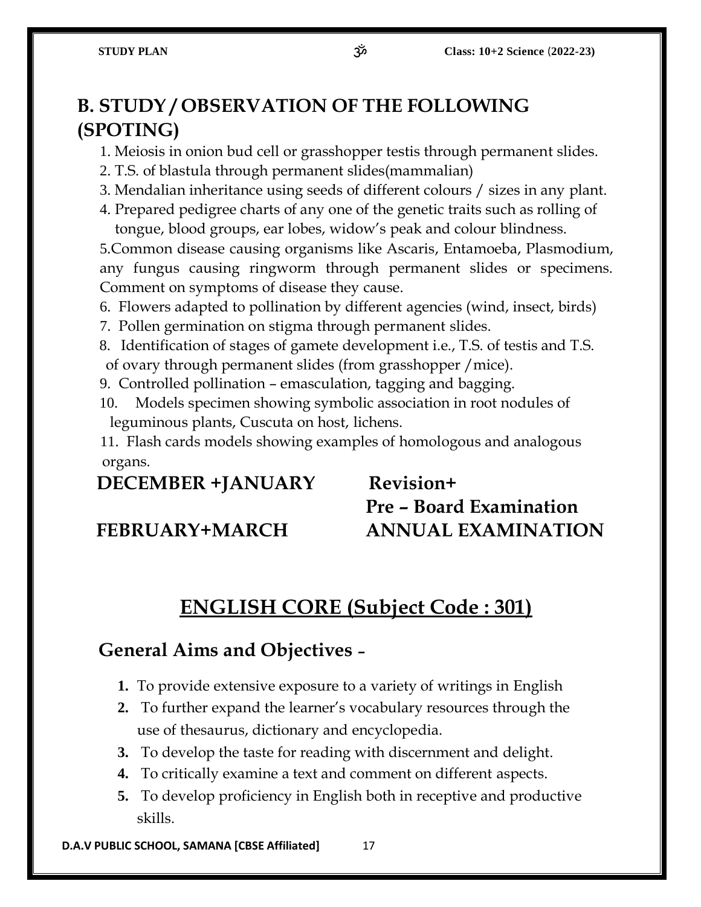## B. STUDY / OBSERVATION OF THE FOLLOWING (SPOTING)

1. Meiosis in onion bud cell or grasshopper testis through permanent slides.
2. T.S. of blastula through permanent slides(mammalian)
3. Mendalian inheritance using seeds of different colours / sizes in any plant.
4. Prepared pedigree charts of any one of the genetic traits such as rolling of tongue, blood groups, ear lobes, widow's peak and colour blindness.
5. Common disease causing organisms like Ascaris, Entamoeba, Plasmodium, any fungus causing ringworm through permanent slides or specimens. Comment on symptoms of disease they cause.
6. Flowers adapted to pollination by different agencies (wind, insect, birds)
7. Pollen germination on stigma through permanent slides.
8. Identification of stages of gamete development i.e., T.S. of testis and T.S. of ovary through permanent slides (from grasshopper /mice).
9. Controlled pollination – emasculation, tagging and bagging.
10. Models specimen showing symbolic association in root nodules of leguminous plants, Cuscuta on host, lichens.
11. Flash cards models showing examples of homologous and analogous organs.

**DECEMBER +JANUARY** **Revision+ Pre – Board Examination**

**FEBRUARY+MARCH** **ANNUAL EXAMINATION**

# ENGLISH CORE (Subject Code : 301)

## General Aims and Objectives -

1. To provide extensive exposure to a variety of writings in English
2. To further expand the learner's vocabulary resources through the use of thesaurus, dictionary and encyclopedia.
3. To develop the taste for reading with discernment and delight.
4. To critically examine a text and comment on different aspects.
5. To develop proficiency in English both in receptive and productive skills.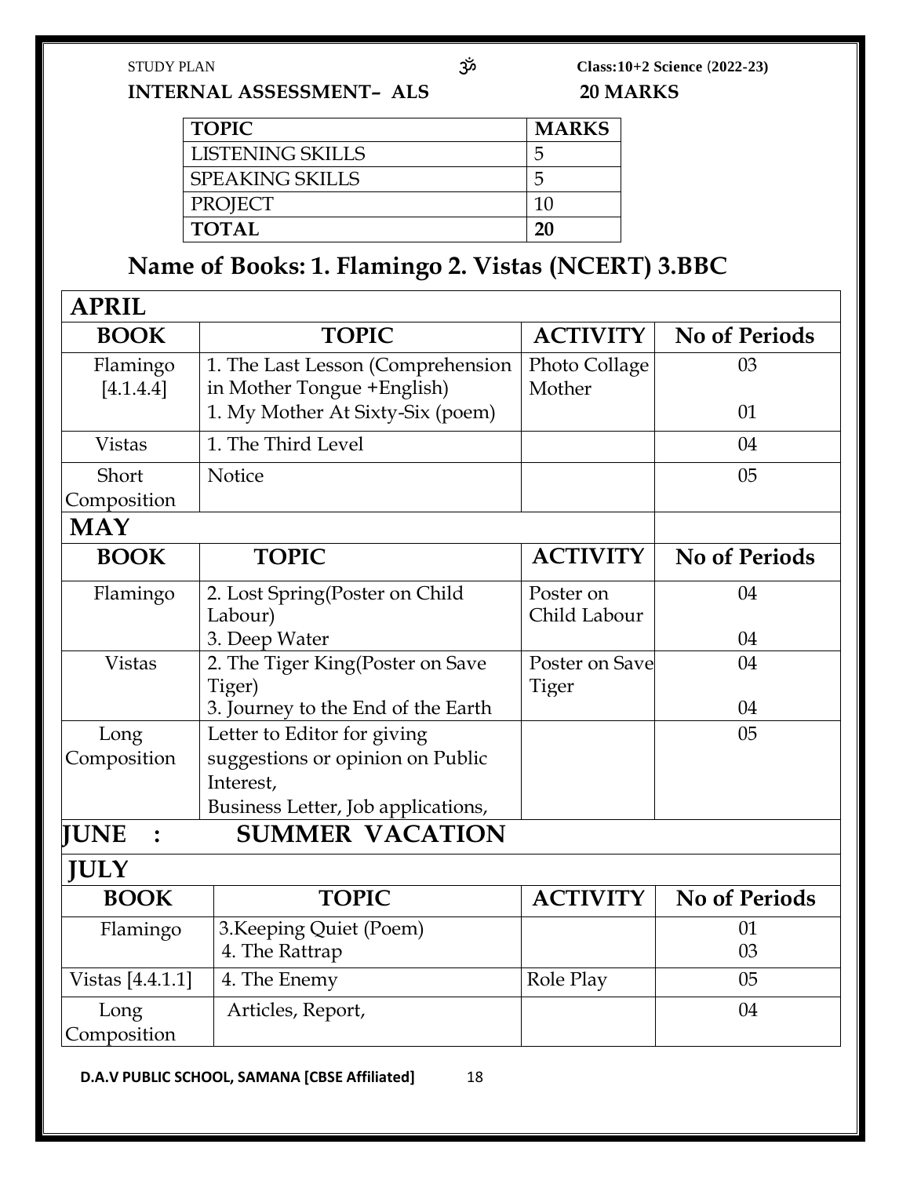STUDY PLAN ॐ Class:10+2 Science (2022-23)

**INTERNAL ASSESSMENT– ALS 20 MARKS**

| TOPIC | MARKS |
|---|---|
| LISTENING SKILLS | 5 |
| SPEAKING SKILLS | 5 |
| PROJECT | 10 |
| **TOTAL** | **20** |

## Name of Books: 1. Flamingo 2. Vistas (NCERT) 3.BBC

**APRIL**

| BOOK | TOPIC | ACTIVITY | No of Periods |
|---|---|---|---|
| Flamingo [4.1.4.4] | 1. The Last Lesson (Comprehension in Mother Tongue +English)<br>1. My Mother At Sixty-Six (poem) | Photo Collage Mother | 03<br><br>01 |
| Vistas | 1. The Third Level | | 04 |
| Short Composition | Notice | | 05 |

**MAY**

| BOOK | TOPIC | ACTIVITY | No of Periods |
|---|---|---|---|
| Flamingo | 2. Lost Spring(Poster on Child Labour)<br>3. Deep Water | Poster on Child Labour | 04<br><br>04 |
| Vistas | 2. The Tiger King(Poster on Save Tiger)<br>3. Journey to the End of the Earth | Poster on Save Tiger | 04<br><br>04 |
| Long Composition | Letter to Editor for giving suggestions or opinion on Public Interest,<br>Business Letter, Job applications, | | 05 |

**JUNE : SUMMER VACATION**

**JULY**

| BOOK | TOPIC | ACTIVITY | No of Periods |
|---|---|---|---|
| Flamingo | 3.Keeping Quiet (Poem)<br>4. The Rattrap | | 01<br>03 |
| Vistas [4.4.1.1] | 4. The Enemy | Role Play | 05 |
| Long Composition | Articles, Report, | | 04 |

**D.A.V PUBLIC SCHOOL, SAMANA [CBSE Affiliated]**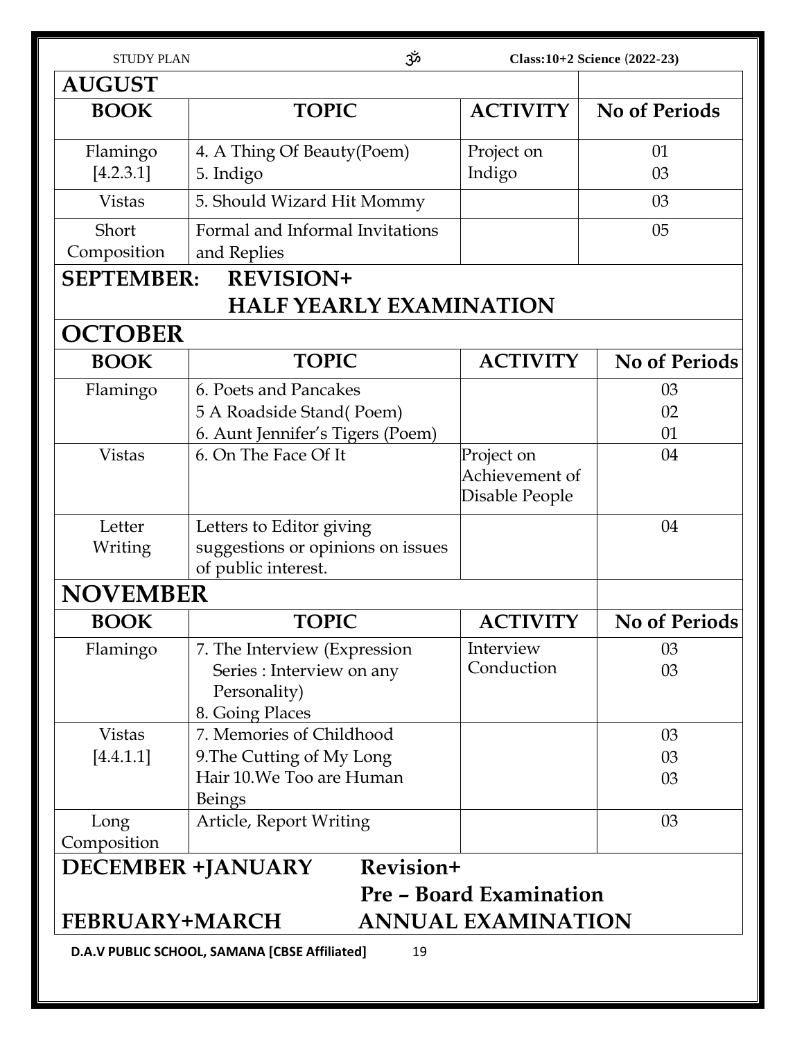## AUGUST

| BOOK | TOPIC | ACTIVITY | No of Periods |
|---|---|---|---|
| Flamingo [4.2.3.1] | 4. A Thing Of Beauty(Poem)<br>5. Indigo | Project on Indigo | 01<br>03 |
| Vistas | 5. Should Wizard Hit Mommy | | 03 |
| Short Composition | Formal and Informal Invitations and Replies | | 05 |

## SEPTEMBER: REVISION+ HALF YEARLY EXAMINATION

## OCTOBER

| BOOK | TOPIC | ACTIVITY | No of Periods |
|---|---|---|---|
| Flamingo | 6. Poets and Pancakes<br>5 A Roadside Stand( Poem)<br>6. Aunt Jennifer's Tigers (Poem) | | 03<br>02<br>01 |
| Vistas | 6. On The Face Of It | Project on Achievement of Disable People | 04 |
| Letter Writing | Letters to Editor giving suggestions or opinions on issues of public interest. | | 04 |

## NOVEMBER

| BOOK | TOPIC | ACTIVITY | No of Periods |
|---|---|---|---|
| Flamingo | 7. The Interview (Expression Series : Interview on any Personality)<br>8. Going Places | Interview Conduction | 03<br>03 |
| Vistas [4.4.1.1] | 7. Memories of Childhood<br>9.The Cutting of My Long Hair 10.We Too are Human Beings | | 03<br>03<br>03 |
| Long Composition | Article, Report Writing | | 03 |

## DECEMBER +JANUARY Revision+ Pre – Board Examination

## FEBRUARY+MARCH ANNUAL EXAMINATION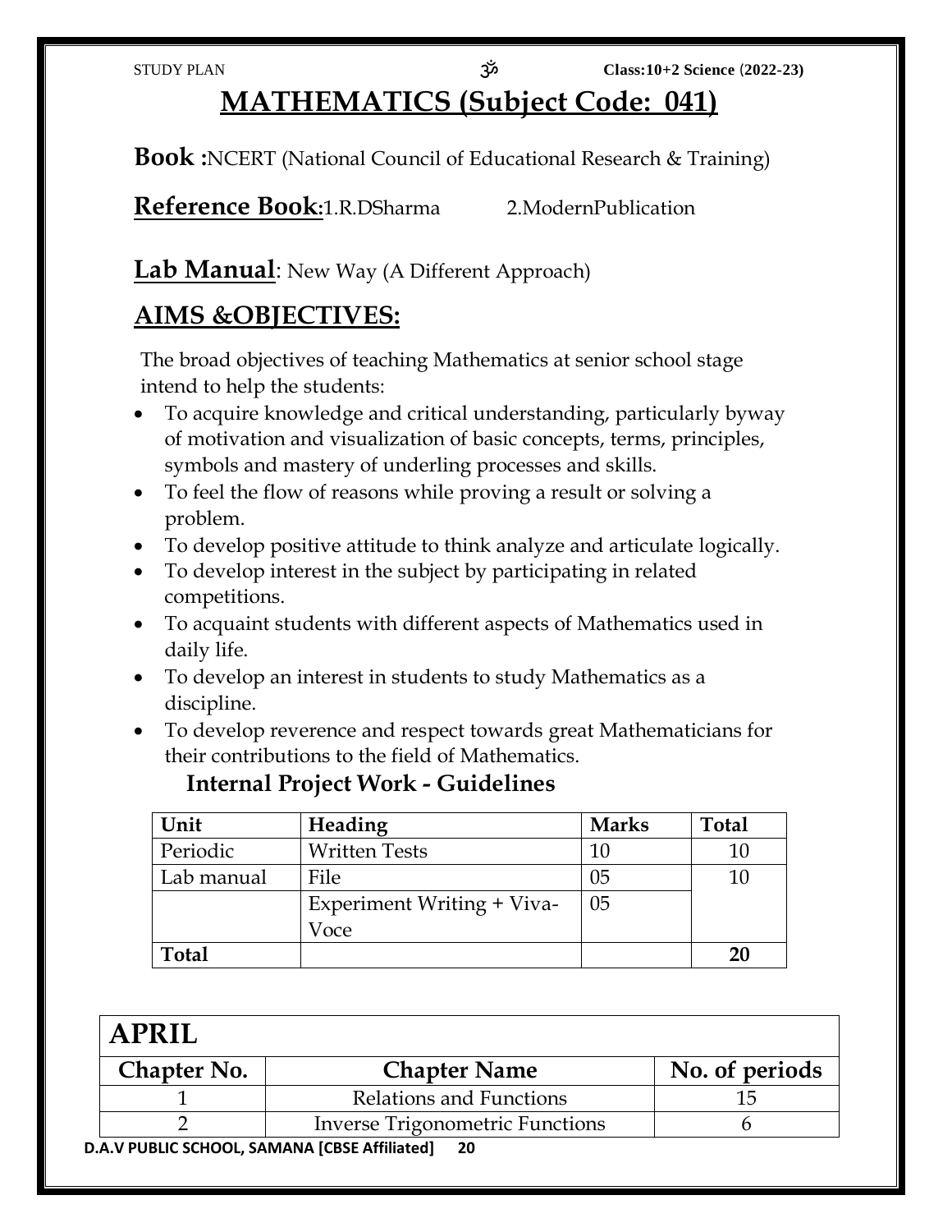# MATHEMATICS (Subject Code: 041)

**Book :**NCERT (National Council of Educational Research & Training)

**Reference Book:**1.R.DSharma 2.ModernPublication

**Lab Manual**: New Way (A Different Approach)

## AIMS &OBJECTIVES:

The broad objectives of teaching Mathematics at senior school stage intend to help the students:

- To acquire knowledge and critical understanding, particularly byway of motivation and visualization of basic concepts, terms, principles, symbols and mastery of underling processes and skills.
- To feel the flow of reasons while proving a result or solving a problem.
- To develop positive attitude to think analyze and articulate logically.
- To develop interest in the subject by participating in related competitions.
- To acquaint students with different aspects of Mathematics used in daily life.
- To develop an interest in students to study Mathematics as a discipline.
- To develop reverence and respect towards great Mathematicians for their contributions to the field of Mathematics.

### Internal Project Work - Guidelines

| Unit | Heading | Marks | Total |
|---|---|---|---|
| Periodic | Written Tests | 10 | 10 |
| Lab manual | File | 05 | 10 |
| | Experiment Writing + Viva-Voce | 05 | |
| **Total** | | | **20** |

| APRIL | | |
|---|---|---|
| **Chapter No.** | **Chapter Name** | **No. of periods** |
| 1 | Relations and Functions | 15 |
| 2 | Inverse Trigonometric Functions | 6 |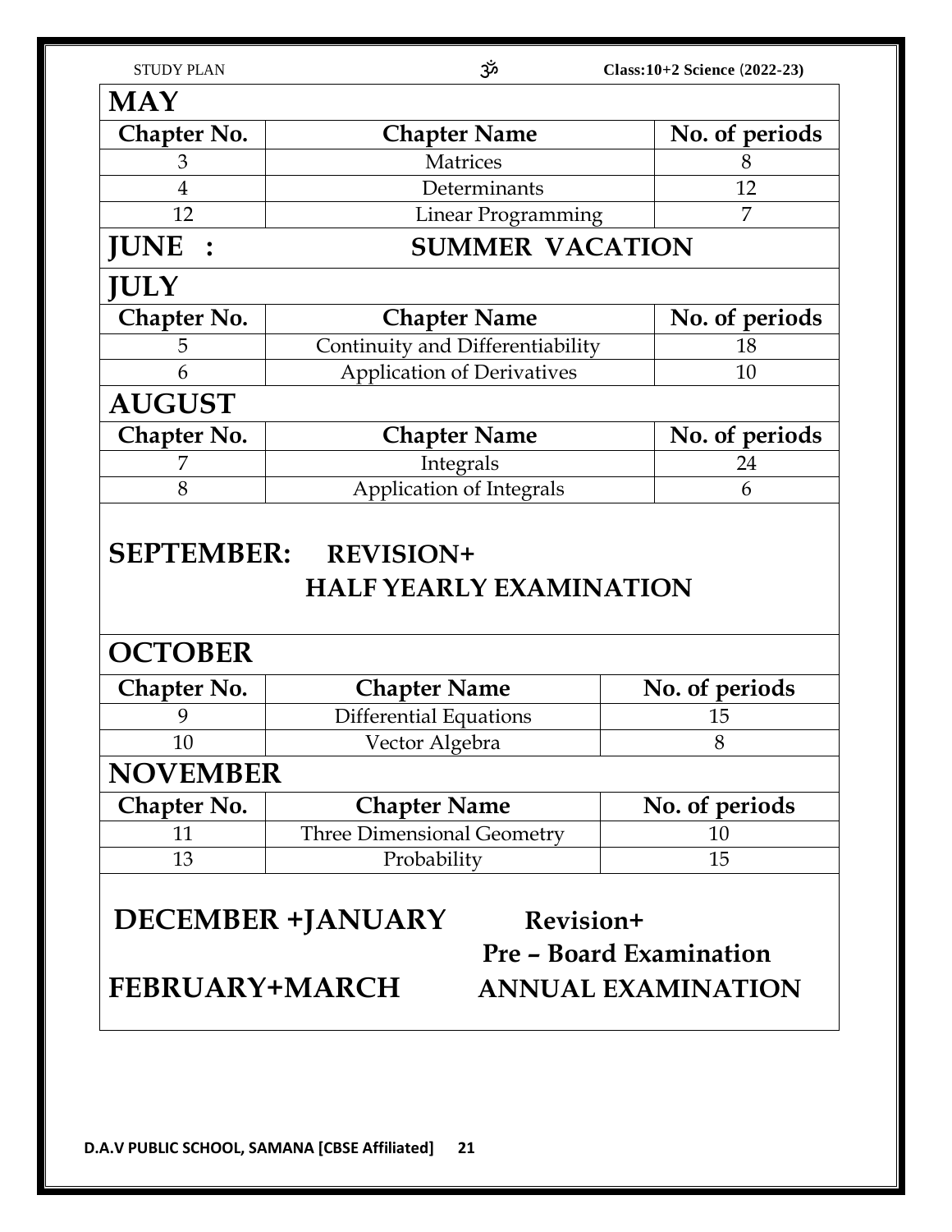## MAY

| Chapter No. | Chapter Name | No. of periods |
|---|---|---|
| 3 | Matrices | 8 |
| 4 | Determinants | 12 |
| 12 | Linear Programming | 7 |

## JUNE : SUMMER VACATION

## JULY

| Chapter No. | Chapter Name | No. of periods |
|---|---|---|
| 5 | Continuity and Differentiability | 18 |
| 6 | Application of Derivatives | 10 |

## AUGUST

| Chapter No. | Chapter Name | No. of periods |
|---|---|---|
| 7 | Integrals | 24 |
| 8 | Application of Integrals | 6 |

## SEPTEMBER: REVISION+ HALF YEARLY EXAMINATION

## OCTOBER

| Chapter No. | Chapter Name | No. of periods |
|---|---|---|
| 9 | Differential Equations | 15 |
| 10 | Vector Algebra | 8 |

## NOVEMBER

| Chapter No. | Chapter Name | No. of periods |
|---|---|---|
| 11 | Three Dimensional Geometry | 10 |
| 13 | Probability | 15 |

## DECEMBER +JANUARY Revision+ Pre – Board Examination

## FEBRUARY+MARCH ANNUAL EXAMINATION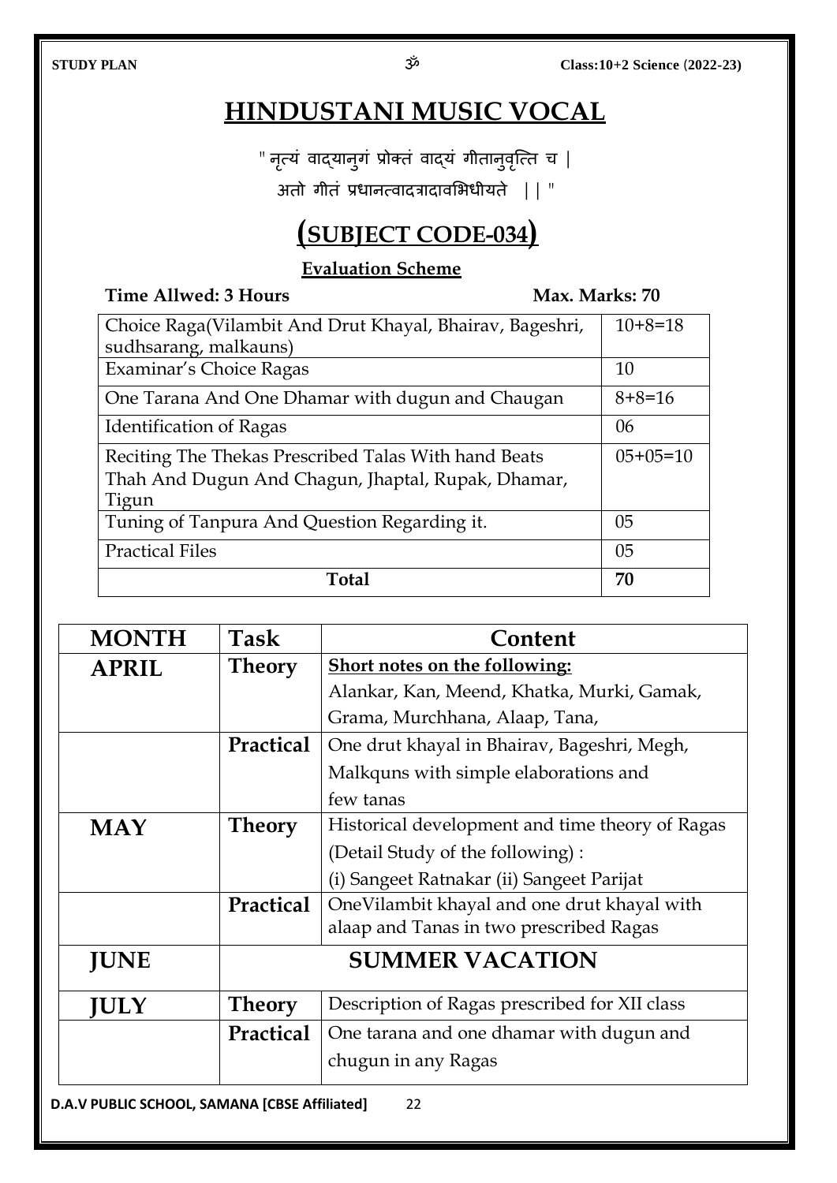# HINDUSTANI MUSIC VOCAL

" नृत्यं वाद्यानुगं प्रोक्तं वाद्यं गीतानुवृत्ति च |

अतो गीतं प्रधानत्वादत्रादावभिधीयते || "

# (SUBJECT CODE-034)

**Evaluation Scheme**

**Time Allwed: 3 Hours** **Max. Marks: 70**

| | |
|---|---|
| Choice Raga(Vilambit And Drut Khayal, Bhairav, Bageshri, sudhsarang, malkauns) | 10+8=18 |
| Examinar's Choice Ragas | 10 |
| One Tarana And One Dhamar with dugun and Chaugan | 8+8=16 |
| Identification of Ragas | 06 |
| Reciting The Thekas Prescribed Talas With hand Beats Thah And Dugun And Chagun, Jhaptal, Rupak, Dhamar, Tigun | 05+05=10 |
| Tuning of Tanpura And Question Regarding it. | 05 |
| Practical Files | 05 |
| **Total** | **70** |

| MONTH | Task | Content |
|---|---|---|
| **APRIL** | **Theory** | **Short notes on the following:** Alankar, Kan, Meend, Khatka, Murki, Gamak, Grama, Murchhana, Alaap, Tana, |
| | **Practical** | One drut khayal in Bhairav, Bageshri, Megh, Malkquns with simple elaborations and few tanas |
| **MAY** | **Theory** | Historical development and time theory of Ragas (Detail Study of the following) : (i) Sangeet Ratnakar (ii) Sangeet Parijat |
| | **Practical** | OneVilambit khayal and one drut khayal with alaap and Tanas in two prescribed Ragas |
| **JUNE** | **SUMMER VACATION** | |
| **JULY** | **Theory** | Description of Ragas prescribed for XII class |
| | **Practical** | One tarana and one dhamar with dugun and chugun in any Ragas |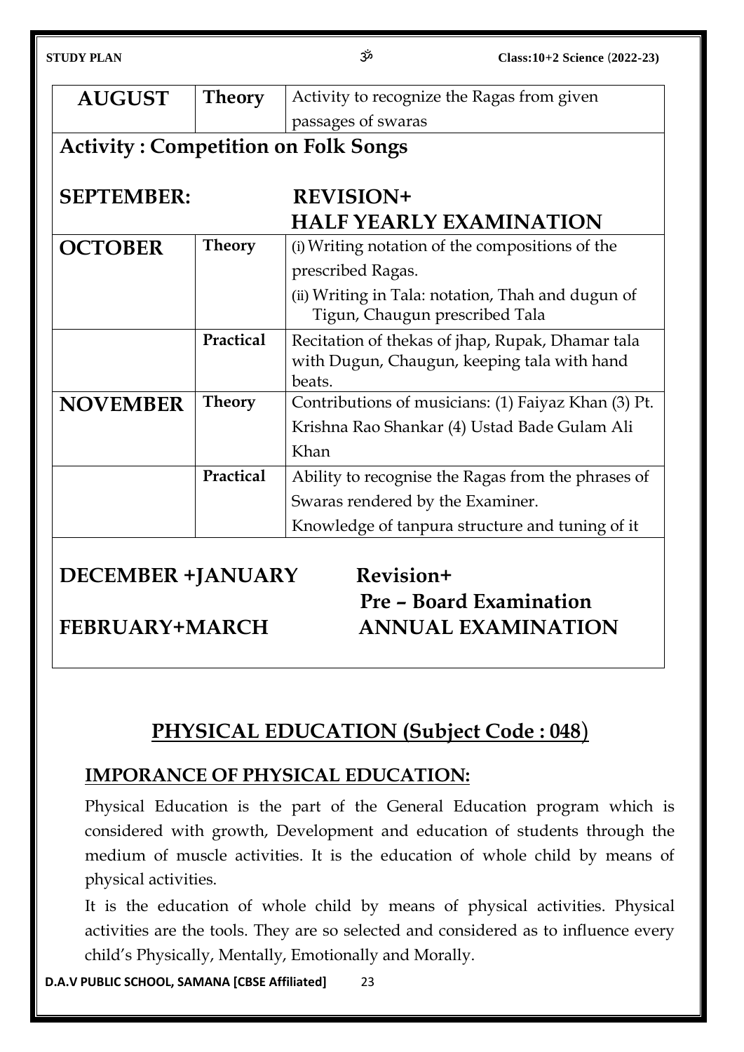| AUGUST | Theory | Activity to recognize the Ragas from given passages of swaras |
|---|---|---|
| **Activity : Competition on Folk Songs** | | |
| **SEPTEMBER:** | | **REVISION+ HALF YEARLY EXAMINATION** |
| **OCTOBER** | **Theory** | (i) Writing notation of the compositions of the prescribed Ragas.<br>(ii) Writing in Tala: notation, Thah and dugun of Tigun, Chaugun prescribed Tala |
| | **Practical** | Recitation of thekas of jhap, Rupak, Dhamar tala with Dugun, Chaugun, keeping tala with hand beats. |
| **NOVEMBER** | **Theory** | Contributions of musicians: (1) Faiyaz Khan (3) Pt. Krishna Rao Shankar (4) Ustad Bade Gulam Ali Khan |
| | **Practical** | Ability to recognise the Ragas from the phrases of Swaras rendered by the Examiner.<br>Knowledge of tanpura structure and tuning of it |
| **DECEMBER +JANUARY** | | **Revision+ Pre – Board Examination** |
| **FEBRUARY+MARCH** | | **ANNUAL EXAMINATION** |

# PHYSICAL EDUCATION (Subject Code : 048)

## IMPORANCE OF PHYSICAL EDUCATION:

Physical Education is the part of the General Education program which is considered with growth, Development and education of students through the medium of muscle activities. It is the education of whole child by means of physical activities.

It is the education of whole child by means of physical activities. Physical activities are the tools. They are so selected and considered as to influence every child's Physically, Mentally, Emotionally and Morally.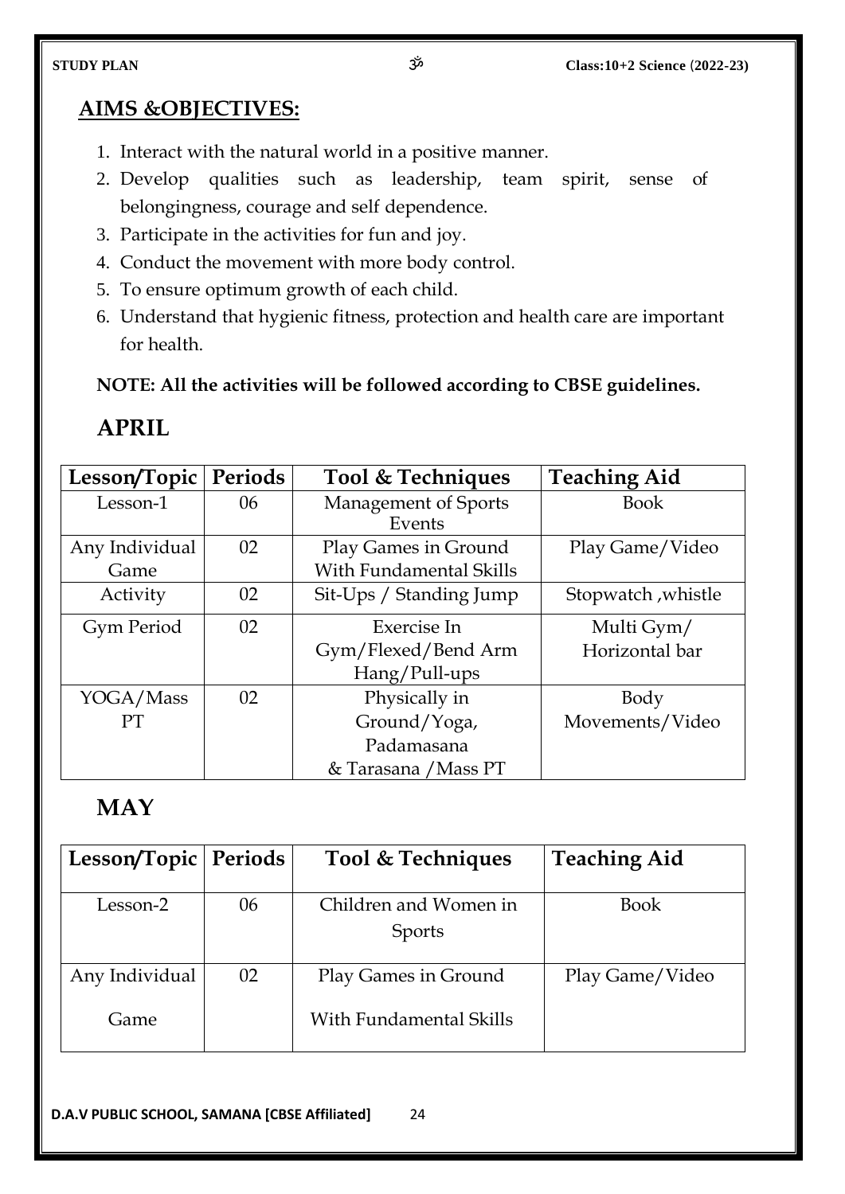## AIMS &OBJECTIVES:

1. Interact with the natural world in a positive manner.
2. Develop qualities such as leadership, team spirit, sense of belongingness, courage and self dependence.
3. Participate in the activities for fun and joy.
4. Conduct the movement with more body control.
5. To ensure optimum growth of each child.
6. Understand that hygienic fitness, protection and health care are important for health.

**NOTE: All the activities will be followed according to CBSE guidelines.**

## APRIL

| Lesson/Topic | Periods | Tool & Techniques | Teaching Aid |
|---|---|---|---|
| Lesson-1 | 06 | Management of Sports Events | Book |
| Any Individual Game | 02 | Play Games in Ground With Fundamental Skills | Play Game/Video |
| Activity | 02 | Sit-Ups / Standing Jump | Stopwatch ,whistle |
| Gym Period | 02 | Exercise In Gym/Flexed/Bend Arm Hang/Pull-ups | Multi Gym/ Horizontal bar |
| YOGA/Mass PT | 02 | Physically in Ground/Yoga, Padamasana & Tarasana /Mass PT | Body Movements/Video |

## MAY

| Lesson/Topic | Periods | Tool & Techniques | Teaching Aid |
|---|---|---|---|
| Lesson-2 | 06 | Children and Women in Sports | Book |
| Any Individual Game | 02 | Play Games in Ground With Fundamental Skills | Play Game/Video |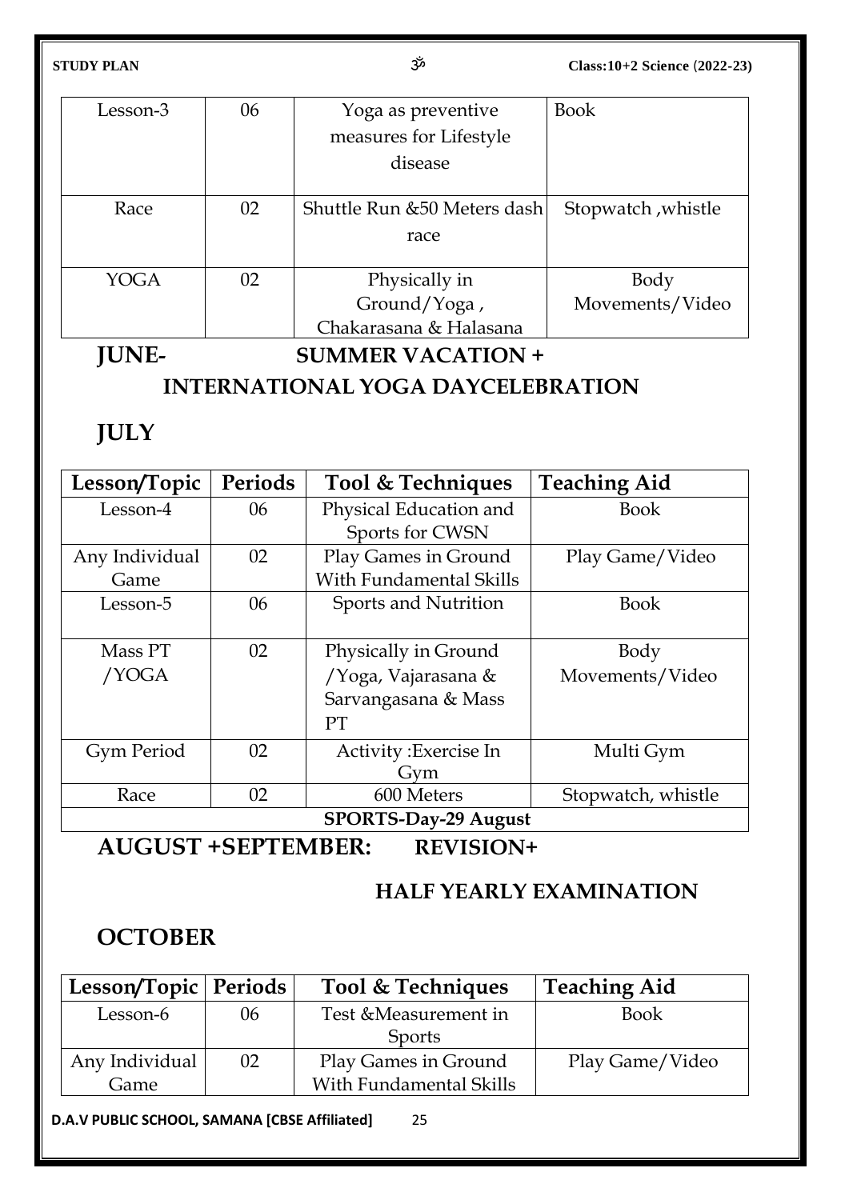| Lesson-3 | 06 | Yoga as preventive measures for Lifestyle disease | Book |
|---|---|---|---|
| Race | 02 | Shuttle Run &50 Meters dash race | Stopwatch ,whistle |
| YOGA | 02 | Physically in Ground/Yoga , Chakarasana & Halasana | Body Movements/Video |

## JUNE- SUMMER VACATION + INTERNATIONAL YOGA DAYCELEBRATION

## JULY

| Lesson/Topic | Periods | Tool & Techniques | Teaching Aid |
|---|---|---|---|
| Lesson-4 | 06 | Physical Education and Sports for CWSN | Book |
| Any Individual Game | 02 | Play Games in Ground With Fundamental Skills | Play Game/Video |
| Lesson-5 | 06 | Sports and Nutrition | Book |
| Mass PT /YOGA | 02 | Physically in Ground /Yoga, Vajarasana & Sarvangasana & Mass PT | Body Movements/Video |
| Gym Period | 02 | Activity :Exercise In Gym | Multi Gym |
| Race | 02 | 600 Meters | Stopwatch, whistle |
| **SPORTS-Day-29 August** | | | |

## AUGUST +SEPTEMBER: REVISION+ HALF YEARLY EXAMINATION

## OCTOBER

| Lesson/Topic | Periods | Tool & Techniques | Teaching Aid |
|---|---|---|---|
| Lesson-6 | 06 | Test &Measurement in Sports | Book |
| Any Individual Game | 02 | Play Games in Ground With Fundamental Skills | Play Game/Video |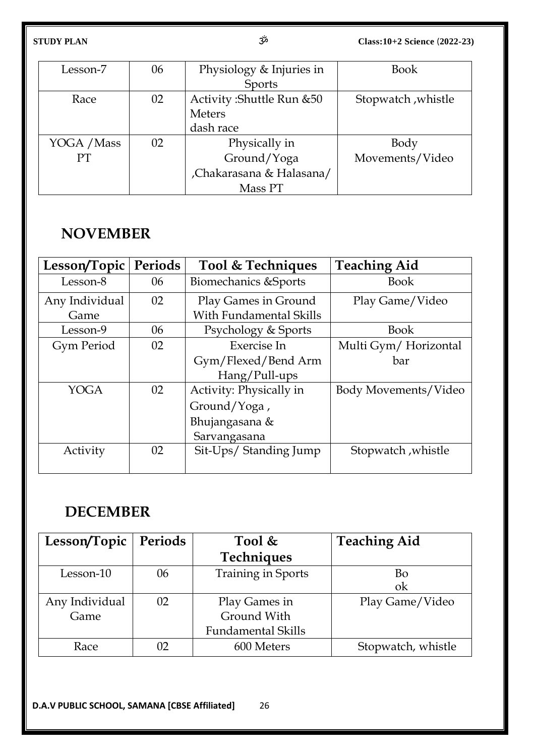| Lesson-7 | 06 | Physiology & Injuries in Sports | Book |
|---|---|---|---|
| Race | 02 | Activity :Shuttle Run &50 Meters dash race | Stopwatch ,whistle |
| YOGA /Mass PT | 02 | Physically in Ground/Yoga ,Chakarasana & Halasana/ Mass PT | Body Movements/Video |

## NOVEMBER

| Lesson/Topic | Periods | Tool & Techniques | Teaching Aid |
|---|---|---|---|
| Lesson-8 | 06 | Biomechanics &Sports | Book |
| Any Individual Game | 02 | Play Games in Ground With Fundamental Skills | Play Game/Video |
| Lesson-9 | 06 | Psychology & Sports | Book |
| Gym Period | 02 | Exercise In Gym/Flexed/Bend Arm Hang/Pull-ups | Multi Gym/ Horizontal bar |
| YOGA | 02 | Activity: Physically in Ground/Yoga , Bhujangasana & Sarvangasana | Body Movements/Video |
| Activity | 02 | Sit-Ups/ Standing Jump | Stopwatch ,whistle |

## DECEMBER

| Lesson/Topic | Periods | Tool & Techniques | Teaching Aid |
|---|---|---|---|
| Lesson-10 | 06 | Training in Sports | Book |
| Any Individual Game | 02 | Play Games in Ground With Fundamental Skills | Play Game/Video |
| Race | 02 | 600 Meters | Stopwatch, whistle |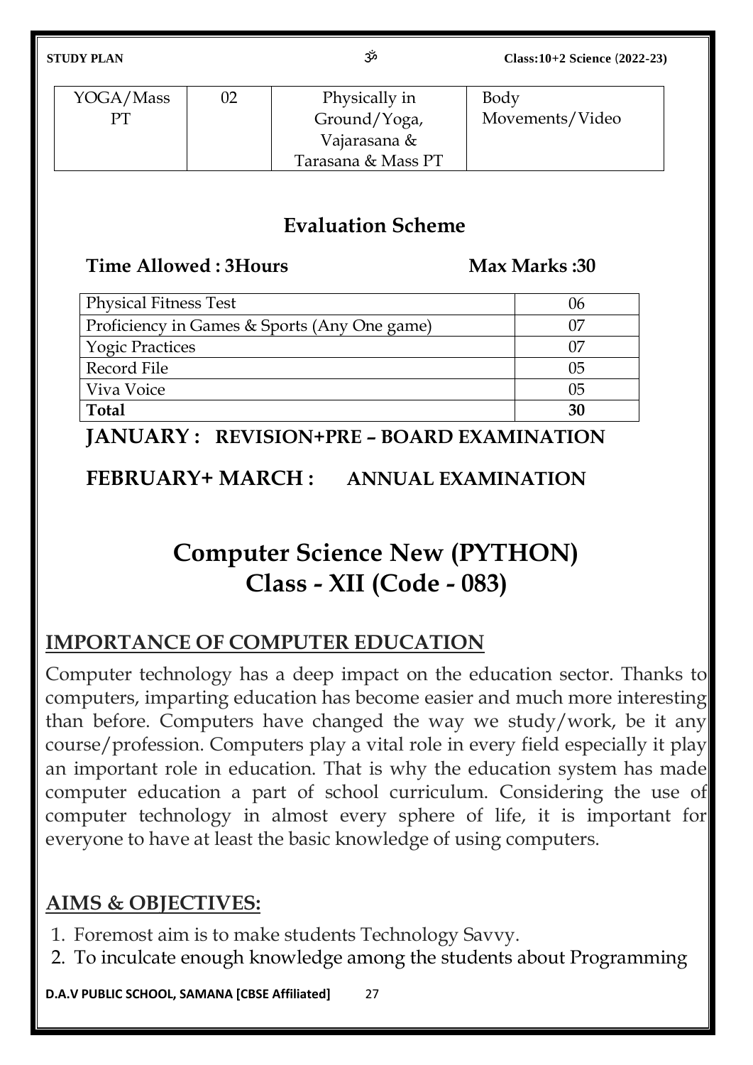| YOGA/Mass PT | 02 | Physically in Ground/Yoga, Vajarasana & Tarasana & Mass PT | Body Movements/Video |
|---|---|---|---|

## Evaluation Scheme

**Time Allowed : 3Hours** **Max Marks :30**

| Physical Fitness Test | 06 |
|---|---|
| Proficiency in Games & Sports (Any One game) | 07 |
| Yogic Practices | 07 |
| Record File | 05 |
| Viva Voice | 05 |
| **Total** | **30** |

**JANUARY : REVISION+PRE – BOARD EXAMINATION**

**FEBRUARY+ MARCH : ANNUAL EXAMINATION**

# Computer Science New (PYTHON) Class - XII (Code - 083)

## IMPORTANCE OF COMPUTER EDUCATION

Computer technology has a deep impact on the education sector. Thanks to computers, imparting education has become easier and much more interesting than before. Computers have changed the way we study/work, be it any course/profession. Computers play a vital role in every field especially it play an important role in education. That is why the education system has made computer education a part of school curriculum. Considering the use of computer technology in almost every sphere of life, it is important for everyone to have at least the basic knowledge of using computers.

## AIMS & OBJECTIVES:

1. Foremost aim is to make students Technology Savvy.
2. To inculcate enough knowledge among the students about Programming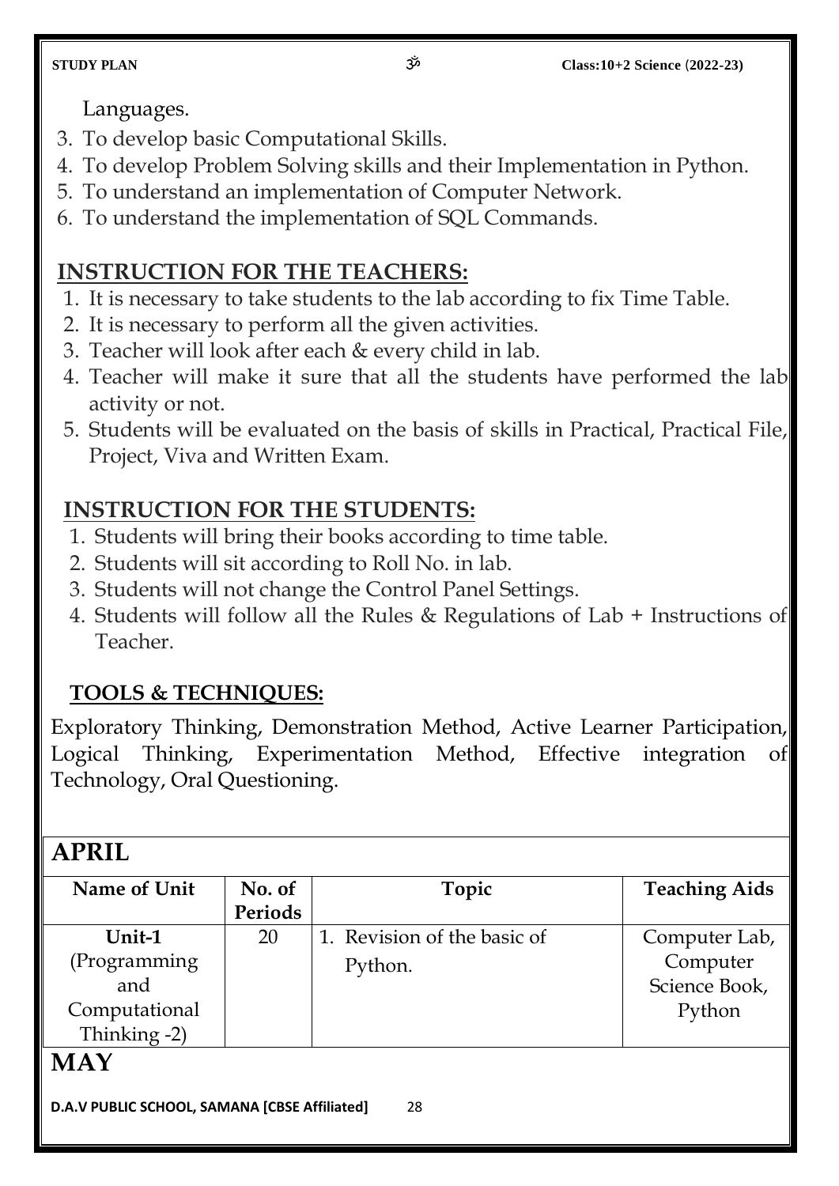Languages.

3. To develop basic Computational Skills.
4. To develop Problem Solving skills and their Implementation in Python.
5. To understand an implementation of Computer Network.
6. To understand the implementation of SQL Commands.

## INSTRUCTION FOR THE TEACHERS:

1. It is necessary to take students to the lab according to fix Time Table.
2. It is necessary to perform all the given activities.
3. Teacher will look after each & every child in lab.
4. Teacher will make it sure that all the students have performed the lab activity or not.
5. Students will be evaluated on the basis of skills in Practical, Practical File, Project, Viva and Written Exam.

## INSTRUCTION FOR THE STUDENTS:

1. Students will bring their books according to time table.
2. Students will sit according to Roll No. in lab.
3. Students will not change the Control Panel Settings.
4. Students will follow all the Rules & Regulations of Lab + Instructions of Teacher.

## TOOLS & TECHNIQUES:

Exploratory Thinking, Demonstration Method, Active Learner Participation, Logical Thinking, Experimentation Method, Effective integration of Technology, Oral Questioning.

## APRIL

| Name of Unit | No. of Periods | Topic | Teaching Aids |
|---|---|---|---|
| **Unit-1** (Programming and Computational Thinking -2) | 20 | 1. Revision of the basic of Python. | Computer Lab, Computer Science Book, Python |

## MAY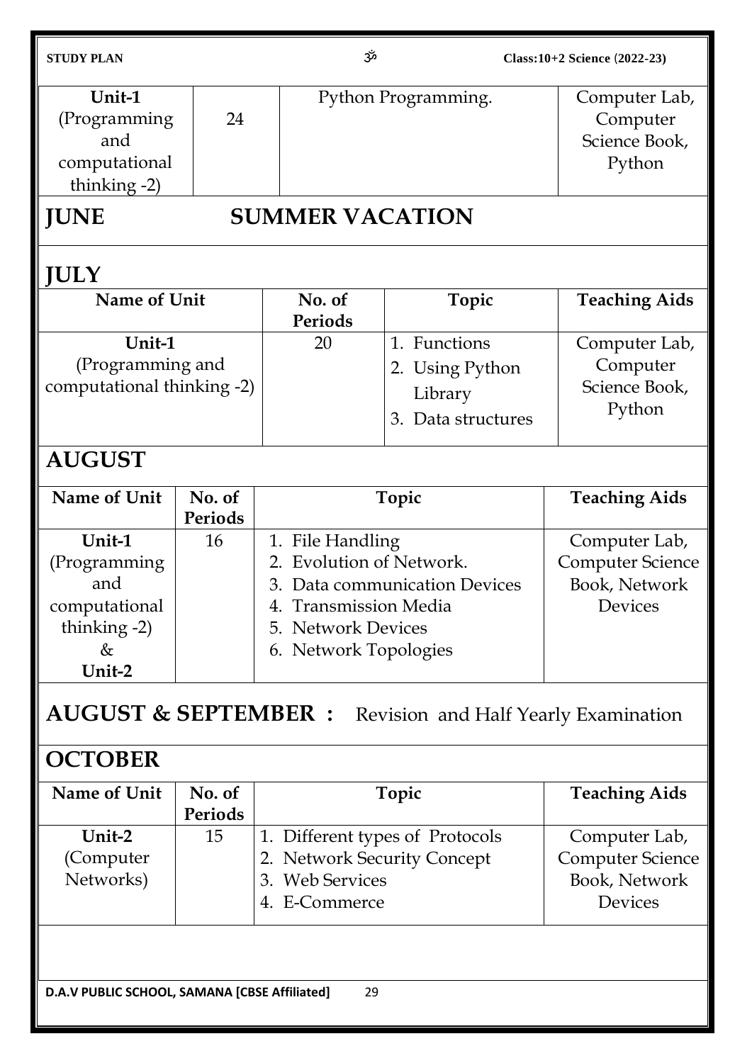| Unit-1 (Programming and computational thinking -2) | 24 | Python Programming. | Computer Lab, Computer Science Book, Python |
|---|---|---|---|

## JUNE SUMMER VACATION

## JULY

| Name of Unit | No. of Periods | Topic | Teaching Aids |
|---|---|---|---|
| **Unit-1** (Programming and computational thinking -2) | 20 | 1. Functions<br>2. Using Python Library<br>3. Data structures | Computer Lab, Computer Science Book, Python |

## AUGUST

| Name of Unit | No. of Periods | Topic | Teaching Aids |
|---|---|---|---|
| **Unit-1** (Programming and computational thinking -2) & **Unit-2** | 16 | 1. File Handling<br>2. Evolution of Network.<br>3. Data communication Devices<br>4. Transmission Media<br>5. Network Devices<br>6. Network Topologies | Computer Lab, Computer Science Book, Network Devices |

## AUGUST & SEPTEMBER : Revision and Half Yearly Examination

## OCTOBER

| Name of Unit | No. of Periods | Topic | Teaching Aids |
|---|---|---|---|
| **Unit-2** (Computer Networks) | 15 | 1. Different types of Protocols<br>2. Network Security Concept<br>3. Web Services<br>4. E-Commerce | Computer Lab, Computer Science Book, Network Devices |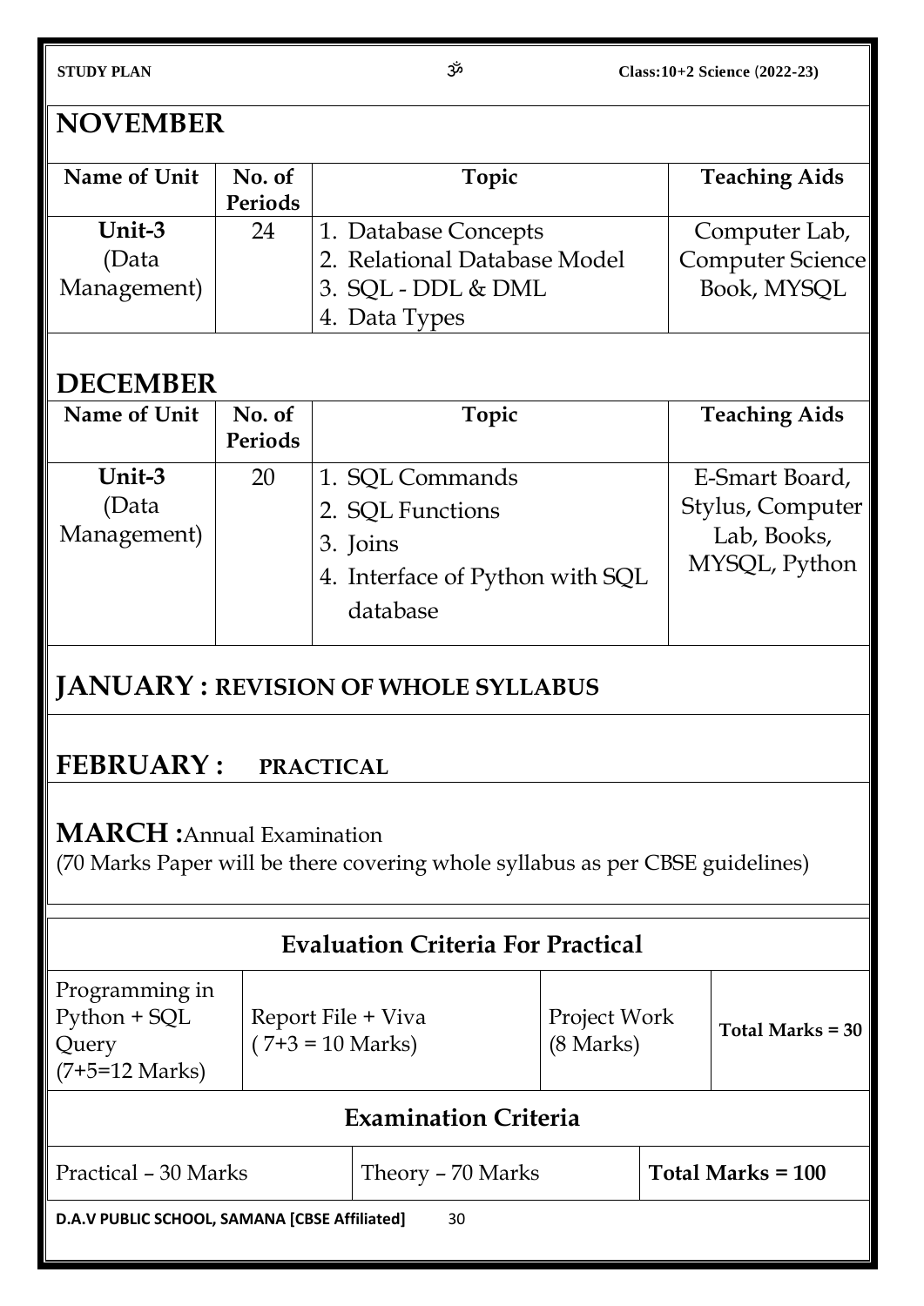## NOVEMBER

| Name of Unit | No. of Periods | Topic | Teaching Aids |
|---|---|---|---|
| Unit-3 (Data Management) | 24 | 1. Database Concepts<br>2. Relational Database Model<br>3. SQL - DDL & DML<br>4. Data Types | Computer Lab, Computer Science Book, MYSQL |

## DECEMBER

| Name of Unit | No. of Periods | Topic | Teaching Aids |
|---|---|---|---|
| Unit-3 (Data Management) | 20 | 1. SQL Commands<br>2. SQL Functions<br>3. Joins<br>4. Interface of Python with SQL database | E-Smart Board, Stylus, Computer Lab, Books, MYSQL, Python |

## JANUARY : REVISION OF WHOLE SYLLABUS

## FEBRUARY : PRACTICAL

## MARCH : Annual Examination

(70 Marks Paper will be there covering whole syllabus as per CBSE guidelines)

| Evaluation Criteria For Practical | | | |
|---|---|---|---|
| Programming in Python + SQL Query (7+5=12 Marks) | Report File + Viva ( 7+3 = 10 Marks) | Project Work (8 Marks) | **Total Marks = 30** |

| Examination Criteria | | |
|---|---|---|
| Practical – 30 Marks | Theory – 70 Marks | **Total Marks = 100** |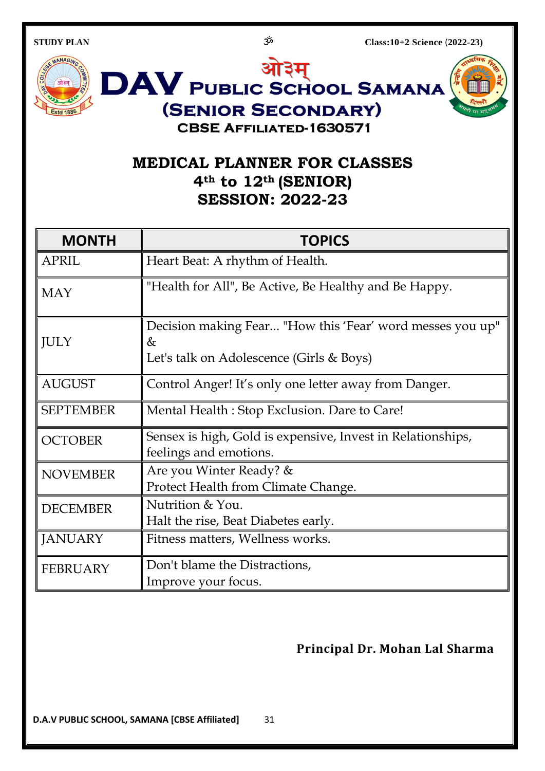# ओ३म्

# DAV Public School Samana

## (Senior Secondary)

### CBSE Affiliated-1630571

## MEDICAL PLANNER FOR CLASSES 4th to 12th (SENIOR) SESSION: 2022-23

| MONTH | TOPICS |
|---|---|
| APRIL | Heart Beat: A rhythm of Health. |
| MAY | "Health for All", Be Active, Be Healthy and Be Happy. |
| JULY | Decision making Fear... "How this 'Fear' word messes you up" & Let's talk on Adolescence (Girls & Boys) |
| AUGUST | Control Anger! It's only one letter away from Danger. |
| SEPTEMBER | Mental Health : Stop Exclusion. Dare to Care! |
| OCTOBER | Sensex is high, Gold is expensive, Invest in Relationships, feelings and emotions. |
| NOVEMBER | Are you Winter Ready? & Protect Health from Climate Change. |
| DECEMBER | Nutrition & You. Halt the rise, Beat Diabetes early. |
| JANUARY | Fitness matters, Wellness works. |
| FEBRUARY | Don't blame the Distractions, Improve your focus. |

**Principal Dr. Mohan Lal Sharma**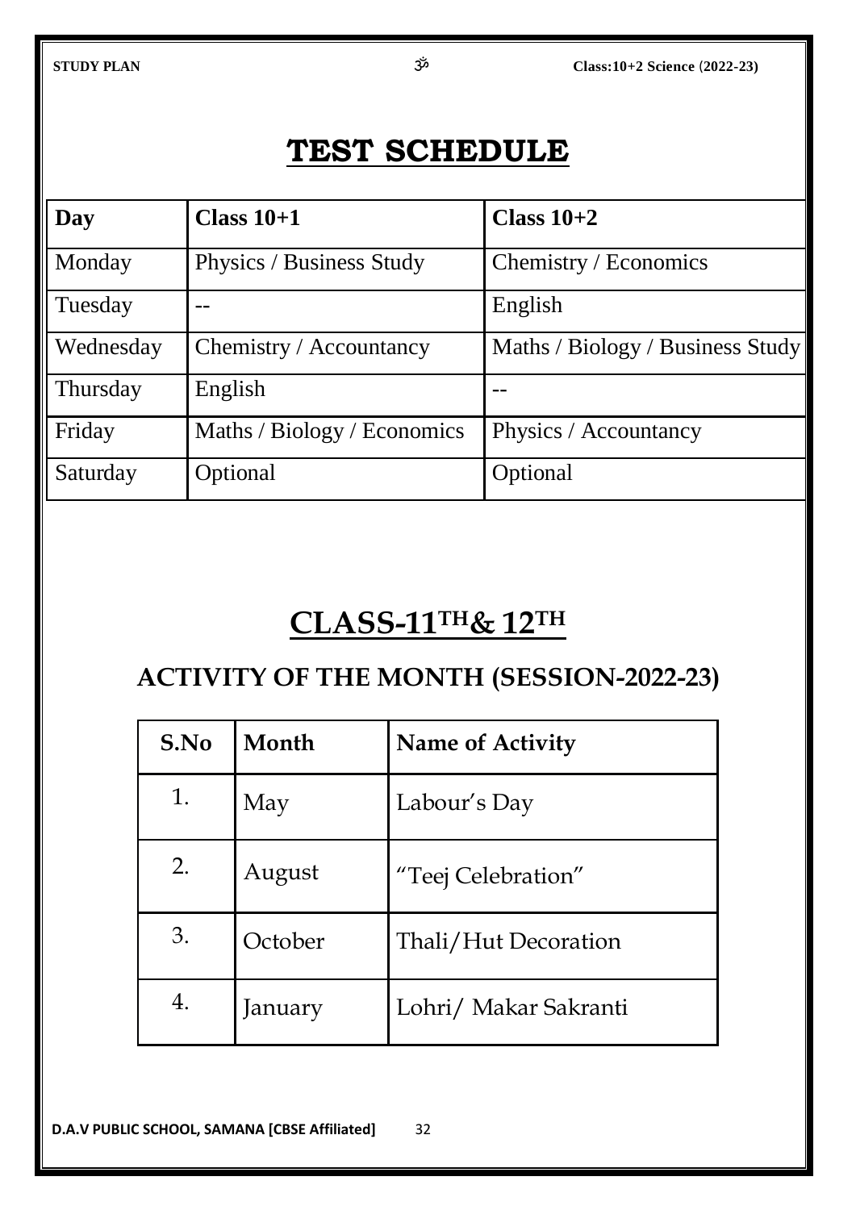# TEST SCHEDULE

| Day | Class 10+1 | Class 10+2 |
|---|---|---|
| Monday | Physics / Business Study | Chemistry / Economics |
| Tuesday | -- | English |
| Wednesday | Chemistry / Accountancy | Maths / Biology / Business Study |
| Thursday | English | -- |
| Friday | Maths / Biology / Economics | Physics / Accountancy |
| Saturday | Optional | Optional |

# CLASS-11TH & 12TH

## ACTIVITY OF THE MONTH (SESSION-2022-23)

| S.No | Month | Name of Activity |
|---|---|---|
| 1. | May | Labour's Day |
| 2. | August | "Teej Celebration" |
| 3. | October | Thali/Hut Decoration |
| 4. | January | Lohri/ Makar Sakranti |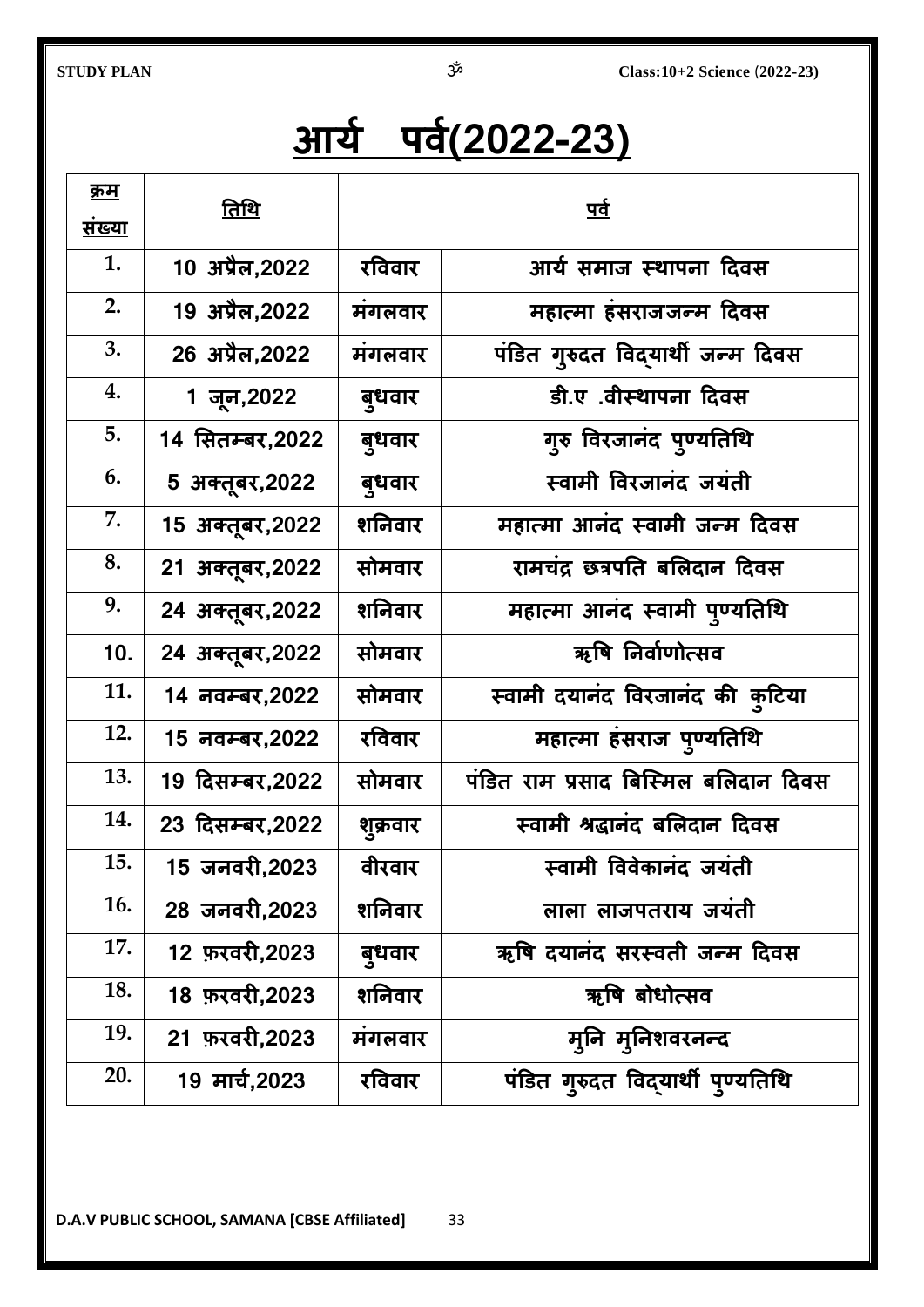# आर्य पर्व(2022-23)

| क्रम संख्या | तिथि | | पर्व |
|---|---|---|---|
| 1. | 10 अप्रैल,2022 | रविवार | आर्य समाज स्थापना दिवस |
| 2. | 19 अप्रैल,2022 | मंगलवार | महात्मा हंसराजजन्म दिवस |
| 3. | 26 अप्रैल,2022 | मंगलवार | पंडित गुरुदत विद्यार्थी जन्म दिवस |
| 4. | 1 जून,2022 | बुधवार | डी.ए .वीस्थापना दिवस |
| 5. | 14 सितम्बर,2022 | बुधवार | गुरु विरजानंद पुण्यतिथि |
| 6. | 5 अक्तूबर,2022 | बुधवार | स्वामी विरजानंद जयंती |
| 7. | 15 अक्तूबर,2022 | शनिवार | महात्मा आनंद स्वामी जन्म दिवस |
| 8. | 21 अक्तूबर,2022 | सोमवार | रामचंद्र छत्रपति बलिदान दिवस |
| 9. | 24 अक्तूबर,2022 | शनिवार | महात्मा आनंद स्वामी पुण्यतिथि |
| 10. | 24 अक्तूबर,2022 | सोमवार | ऋषि निर्वाणोत्सव |
| 11. | 14 नवम्बर,2022 | सोमवार | स्वामी दयानंद विरजानंद की कुटिया |
| 12. | 15 नवम्बर,2022 | रविवार | महात्मा हंसराज पुण्यतिथि |
| 13. | 19 दिसम्बर,2022 | सोमवार | पंडित राम प्रसाद बिस्मिल बलिदान दिवस |
| 14. | 23 दिसम्बर,2022 | शुक्रवार | स्वामी श्रद्धानंद बलिदान दिवस |
| 15. | 15 जनवरी,2023 | वीरवार | स्वामी विवेकानंद जयंती |
| 16. | 28 जनवरी,2023 | शनिवार | लाला लाजपतराय जयंती |
| 17. | 12 फ़रवरी,2023 | बुधवार | ऋषि दयानंद सरस्वती जन्म दिवस |
| 18. | 18 फ़रवरी,2023 | शनिवार | ऋषि बोधोत्सव |
| 19. | 21 फ़रवरी,2023 | मंगलवार | मुनि मुनिशवरनन्द |
| 20. | 19 मार्च,2023 | रविवार | पंडित गुरुदत विद्यार्थी पुण्यतिथि |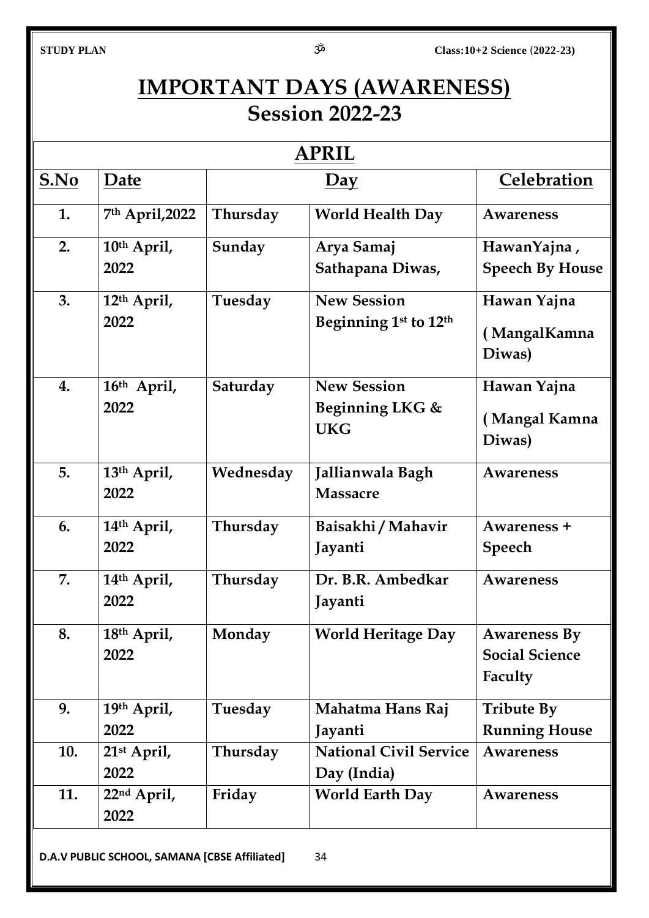# IMPORTANT DAYS (AWARENESS)

## Session 2022-23

### APRIL

| S.No | Date | Day | | Celebration |
|---|---|---|---|---|
| 1. | 7th April,2022 | Thursday | World Health Day | Awareness |
| 2. | 10th April, 2022 | Sunday | Arya Samaj Sathapana Diwas, | HawanYajna , Speech By House |
| 3. | 12th April, 2022 | Tuesday | New Session Beginning 1st to 12th | Hawan Yajna ( MangalKamna Diwas) |
| 4. | 16th April, 2022 | Saturday | New Session Beginning LKG & UKG | Hawan Yajna ( Mangal Kamna Diwas) |
| 5. | 13th April, 2022 | Wednesday | Jallianwala Bagh Massacre | Awareness |
| 6. | 14th April, 2022 | Thursday | Baisakhi / Mahavir Jayanti | Awareness + Speech |
| 7. | 14th April, 2022 | Thursday | Dr. B.R. Ambedkar Jayanti | Awareness |
| 8. | 18th April, 2022 | Monday | World Heritage Day | Awareness By Social Science Faculty |
| 9. | 19th April, 2022 | Tuesday | Mahatma Hans Raj Jayanti | Tribute By Running House |
| 10. | 21st April, 2022 | Thursday | National Civil Service Day (India) | Awareness |
| 11. | 22nd April, 2022 | Friday | World Earth Day | Awareness |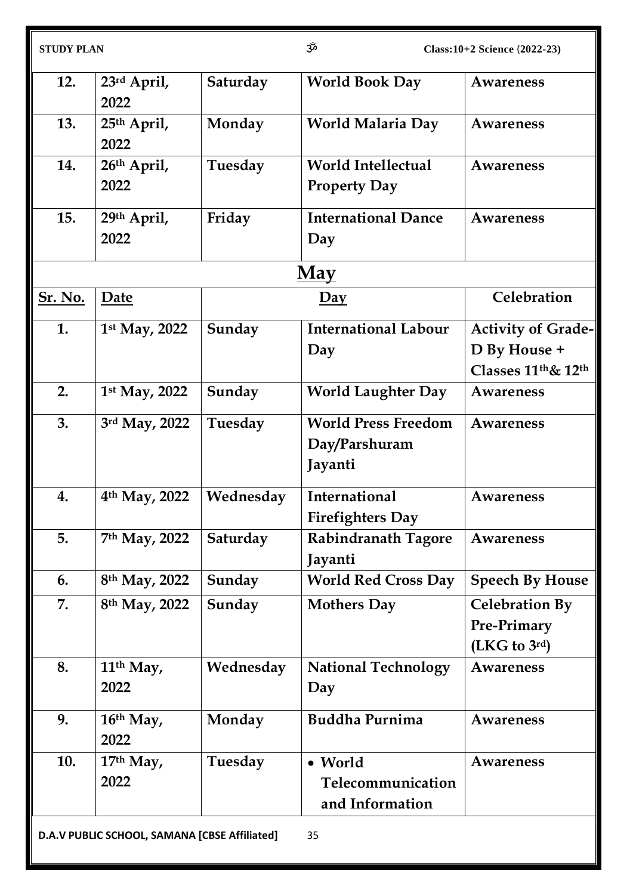| 12. | 23rd April, 2022 | Saturday | World Book Day | Awareness |
|---|---|---|---|---|
| 13. | 25th April, 2022 | Monday | World Malaria Day | Awareness |
| 14. | 26th April, 2022 | Tuesday | World Intellectual Property Day | Awareness |
| 15. | 29th April, 2022 | Friday | International Dance Day | Awareness |

## May

| Sr. No. | Date | Day | | Celebration |
|---|---|---|---|---|
| 1. | 1st May, 2022 | Sunday | International Labour Day | Activity of Grade-D By House + Classes 11th& 12th |
| 2. | 1st May, 2022 | Sunday | World Laughter Day | Awareness |
| 3. | 3rd May, 2022 | Tuesday | World Press Freedom Day/Parshuram Jayanti | Awareness |
| 4. | 4th May, 2022 | Wednesday | International Firefighters Day | Awareness |
| 5. | 7th May, 2022 | Saturday | Rabindranath Tagore Jayanti | Awareness |
| 6. | 8th May, 2022 | Sunday | World Red Cross Day | Speech By House |
| 7. | 8th May, 2022 | Sunday | Mothers Day | Celebration By Pre-Primary (LKG to 3rd) |
| 8. | 11th May, 2022 | Wednesday | National Technology Day | Awareness |
| 9. | 16th May, 2022 | Monday | Buddha Purnima | Awareness |
| 10. | 17th May, 2022 | Tuesday | • World Telecommunication and Information | Awareness |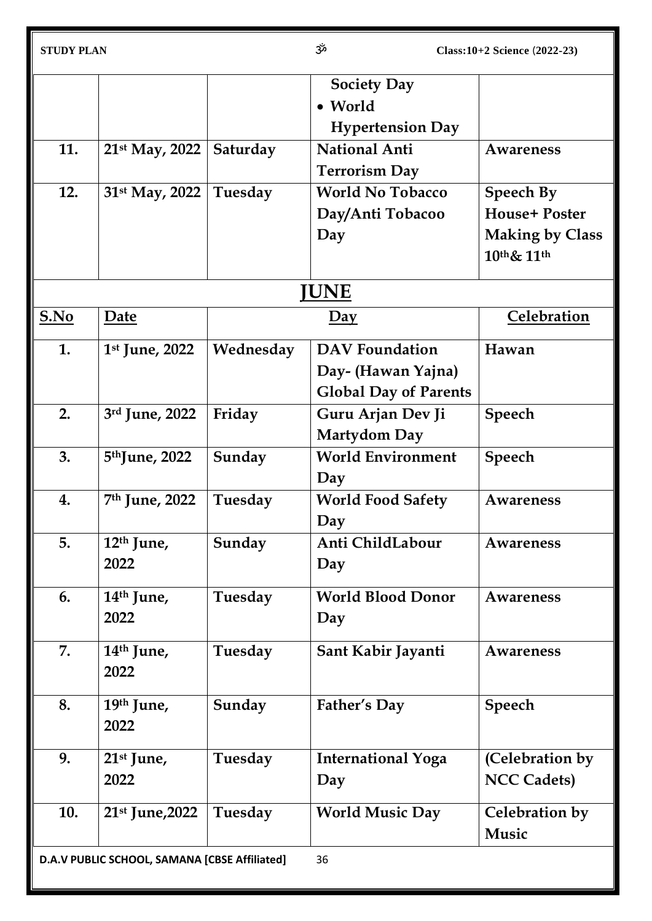|  |  |  | Society Day<br>• World Hypertension Day |  |
|---|---|---|---|---|
| 11. | 21st May, 2022 | Saturday | National Anti Terrorism Day | Awareness |
| 12. | 31st May, 2022 | Tuesday | World No Tobacco Day/Anti Tobacoo Day | Speech By House+ Poster Making by Class 10th& 11th |

## JUNE

| S.No | Date | Day | | Celebration |
|---|---|---|---|---|
| 1. | 1st June, 2022 | Wednesday | DAV Foundation Day- (Hawan Yajna) Global Day of Parents | Hawan |
| 2. | 3rd June, 2022 | Friday | Guru Arjan Dev Ji Martydom Day | Speech |
| 3. | 5thJune, 2022 | Sunday | World Environment Day | Speech |
| 4. | 7th June, 2022 | Tuesday | World Food Safety Day | Awareness |
| 5. | 12th June, 2022 | Sunday | Anti ChildLabour Day | Awareness |
| 6. | 14th June, 2022 | Tuesday | World Blood Donor Day | Awareness |
| 7. | 14th June, 2022 | Tuesday | Sant Kabir Jayanti | Awareness |
| 8. | 19th June, 2022 | Sunday | Father's Day | Speech |
| 9. | 21st June, 2022 | Tuesday | International Yoga Day | (Celebration by NCC Cadets) |
| 10. | 21st June,2022 | Tuesday | World Music Day | Celebration by Music |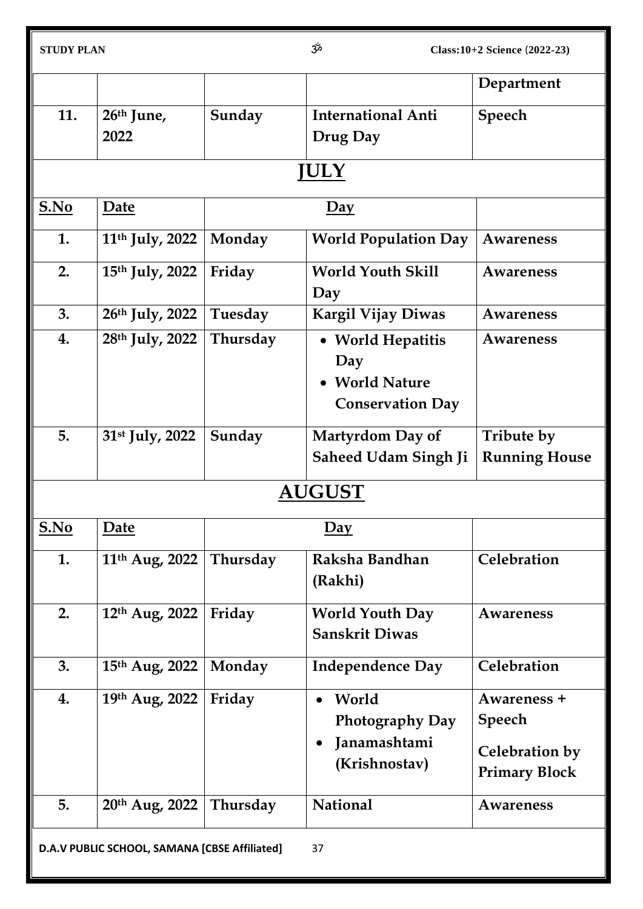| | | | | Department |
|---|---|---|---|---|
| 11. | 26th June, 2022 | Sunday | International Anti Drug Day | Speech |

## JULY

| S.No | Date | Day | | |
|---|---|---|---|---|
| 1. | 11th July, 2022 | Monday | World Population Day | Awareness |
| 2. | 15th July, 2022 | Friday | World Youth Skill Day | Awareness |
| 3. | 26th July, 2022 | Tuesday | Kargil Vijay Diwas | Awareness |
| 4. | 28th July, 2022 | Thursday | • World Hepatitis Day <br> • World Nature Conservation Day | Awareness |
| 5. | 31st July, 2022 | Sunday | Martyrdom Day of Saheed Udam Singh Ji | Tribute by Running House |

## AUGUST

| S.No | Date | Day | | |
|---|---|---|---|---|
| 1. | 11th Aug, 2022 | Thursday | Raksha Bandhan (Rakhi) | Celebration |
| 2. | 12th Aug, 2022 | Friday | World Youth Day Sanskrit Diwas | Awareness |
| 3. | 15th Aug, 2022 | Monday | Independence Day | Celebration |
| 4. | 19th Aug, 2022 | Friday | • World Photography Day <br> • Janamashtami (Krishnostav) | Awareness + Speech <br> Celebration by Primary Block |
| 5. | 20th Aug, 2022 | Thursday | National | Awareness |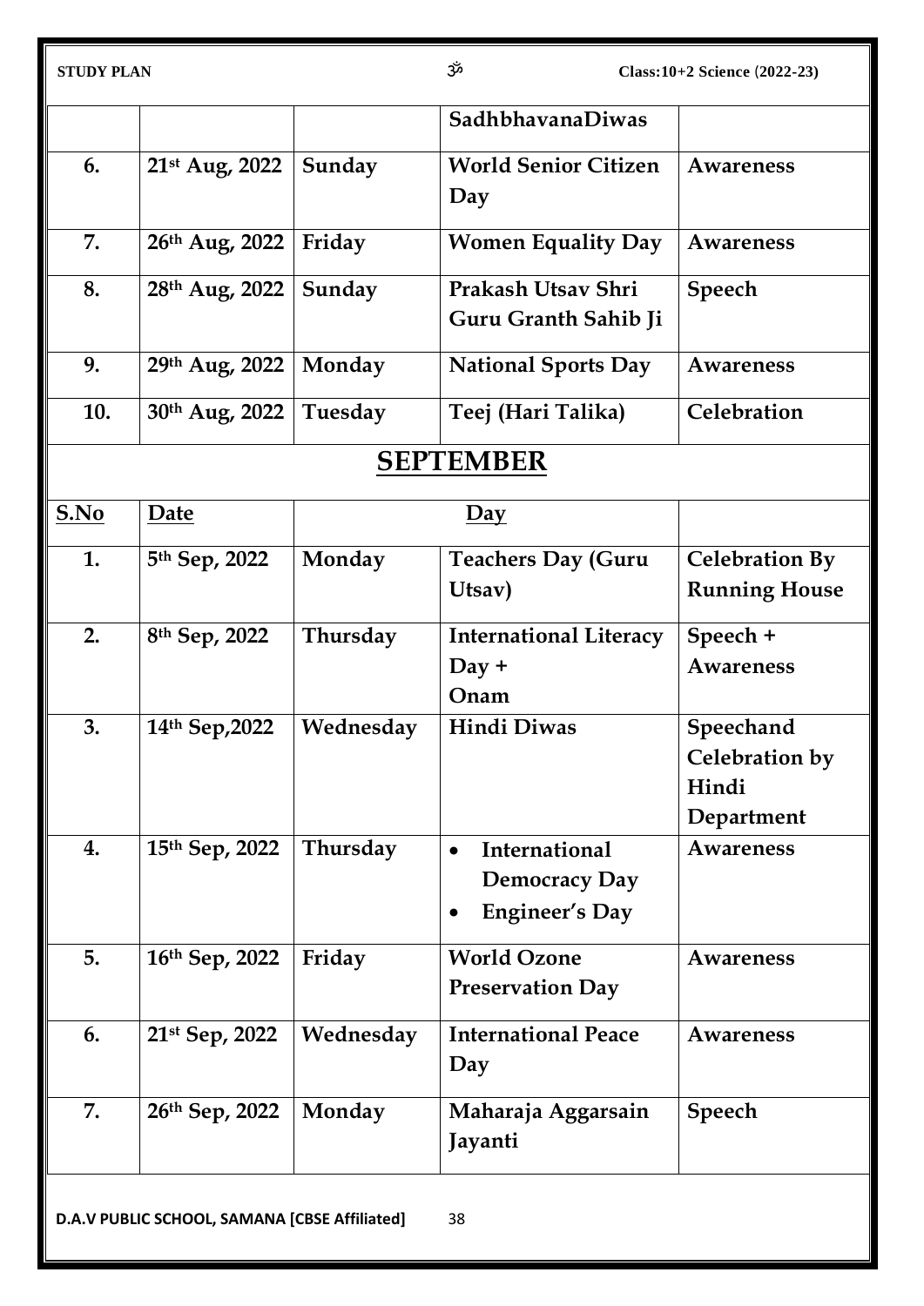| | | | SadhbhavanaDiwas | |
|---|---|---|---|---|
| 6. | 21st Aug, 2022 | Sunday | World Senior Citizen Day | Awareness |
| 7. | 26th Aug, 2022 | Friday | Women Equality Day | Awareness |
| 8. | 28th Aug, 2022 | Sunday | Prakash Utsav Shri Guru Granth Sahib Ji | Speech |
| 9. | 29th Aug, 2022 | Monday | National Sports Day | Awareness |
| 10. | 30th Aug, 2022 | Tuesday | Teej (Hari Talika) | Celebration |

## SEPTEMBER

| S.No | Date | Day | | |
|---|---|---|---|---|
| 1. | 5th Sep, 2022 | Monday | Teachers Day (Guru Utsav) | Celebration By Running House |
| 2. | 8th Sep, 2022 | Thursday | International Literacy Day + Onam | Speech + Awareness |
| 3. | 14th Sep,2022 | Wednesday | Hindi Diwas | Speechand Celebration by Hindi Department |
| 4. | 15th Sep, 2022 | Thursday | • International Democracy Day<br>• Engineer's Day | Awareness |
| 5. | 16th Sep, 2022 | Friday | World Ozone Preservation Day | Awareness |
| 6. | 21st Sep, 2022 | Wednesday | International Peace Day | Awareness |
| 7. | 26th Sep, 2022 | Monday | Maharaja Aggarsain Jayanti | Speech |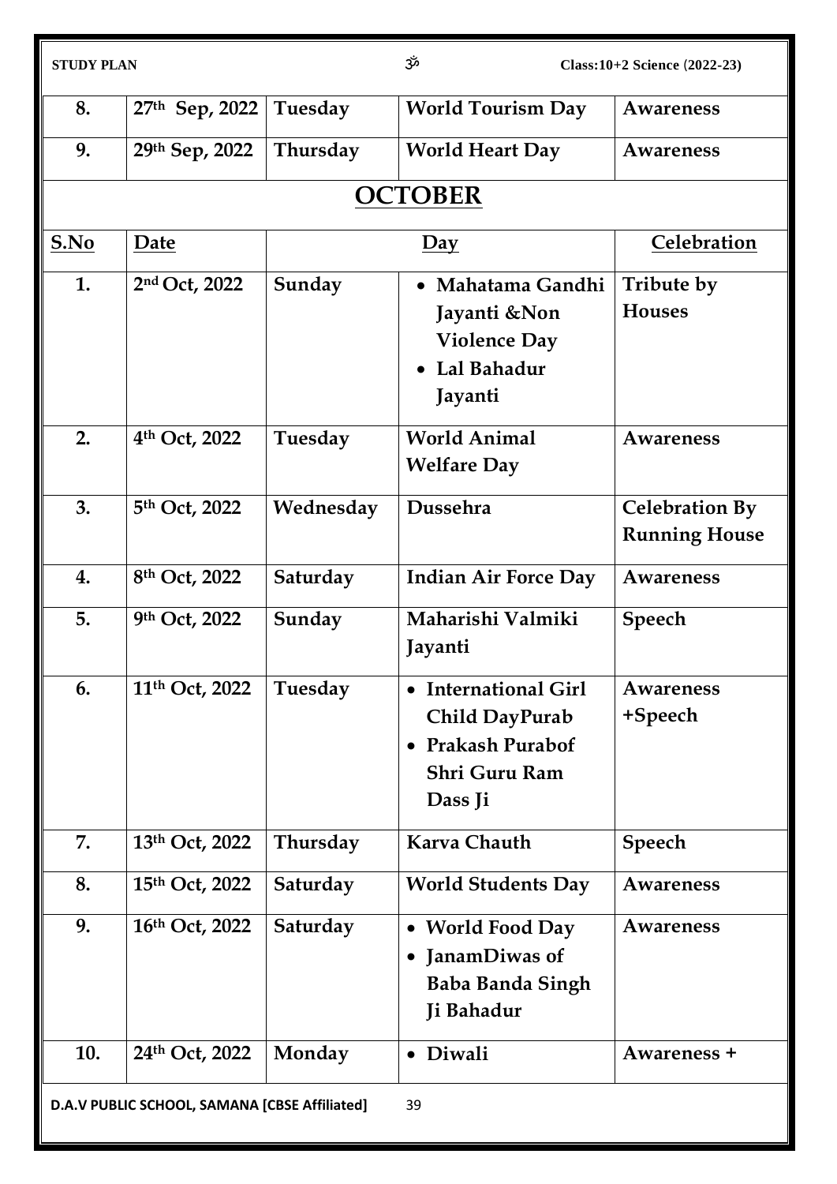| 8. | 27th Sep, 2022 | Tuesday | World Tourism Day | Awareness |
|---|---|---|---|---|
| 9. | 29th Sep, 2022 | Thursday | World Heart Day | Awareness |

## OCTOBER

| S.No | Date | Day | | Celebration |
|---|---|---|---|---|
| 1. | 2nd Oct, 2022 | Sunday | • Mahatama Gandhi Jayanti &Non Violence Day<br>• Lal Bahadur Jayanti | Tribute by Houses |
| 2. | 4th Oct, 2022 | Tuesday | World Animal Welfare Day | Awareness |
| 3. | 5th Oct, 2022 | Wednesday | Dussehra | Celebration By Running House |
| 4. | 8th Oct, 2022 | Saturday | Indian Air Force Day | Awareness |
| 5. | 9th Oct, 2022 | Sunday | Maharishi Valmiki Jayanti | Speech |
| 6. | 11th Oct, 2022 | Tuesday | • International Girl Child DayPurab<br>• Prakash Purabof Shri Guru Ram Dass Ji | Awareness +Speech |
| 7. | 13th Oct, 2022 | Thursday | Karva Chauth | Speech |
| 8. | 15th Oct, 2022 | Saturday | World Students Day | Awareness |
| 9. | 16th Oct, 2022 | Saturday | • World Food Day<br>• JanamDiwas of Baba Banda Singh Ji Bahadur | Awareness |
| 10. | 24th Oct, 2022 | Monday | • Diwali | Awareness + |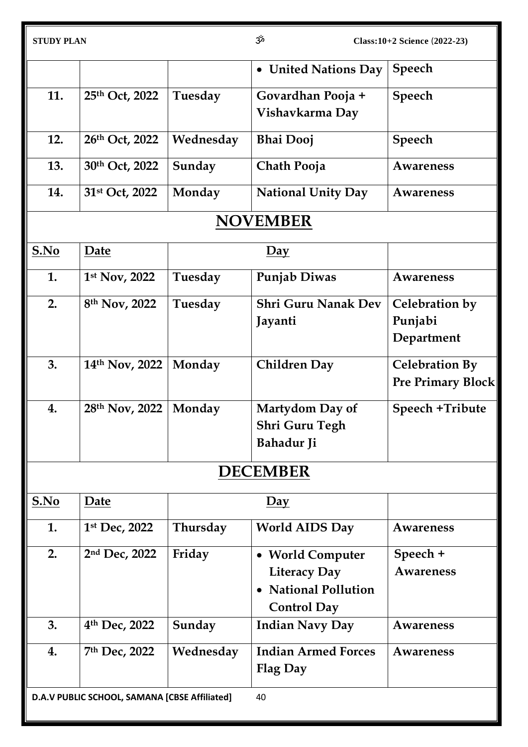| | | | • United Nations Day | Speech |
|---|---|---|---|---|
| 11. | 25th Oct, 2022 | Tuesday | Govardhan Pooja + Vishavkarma Day | Speech |
| 12. | 26th Oct, 2022 | Wednesday | Bhai Dooj | Speech |
| 13. | 30th Oct, 2022 | Sunday | Chath Pooja | Awareness |
| 14. | 31st Oct, 2022 | Monday | National Unity Day | Awareness |

## NOVEMBER

| S.No | Date | Day | | |
|---|---|---|---|---|
| 1. | 1st Nov, 2022 | Tuesday | Punjab Diwas | Awareness |
| 2. | 8th Nov, 2022 | Tuesday | Shri Guru Nanak Dev Jayanti | Celebration by Punjabi Department |
| 3. | 14th Nov, 2022 | Monday | Children Day | Celebration By Pre Primary Block |
| 4. | 28th Nov, 2022 | Monday | Martydom Day of Shri Guru Tegh Bahadur Ji | Speech +Tribute |

## DECEMBER

| S.No | Date | Day | | |
|---|---|---|---|---|
| 1. | 1st Dec, 2022 | Thursday | World AIDS Day | Awareness |
| 2. | 2nd Dec, 2022 | Friday | • World Computer Literacy Day<br>• National Pollution Control Day | Speech + Awareness |
| 3. | 4th Dec, 2022 | Sunday | Indian Navy Day | Awareness |
| 4. | 7th Dec, 2022 | Wednesday | Indian Armed Forces Flag Day | Awareness |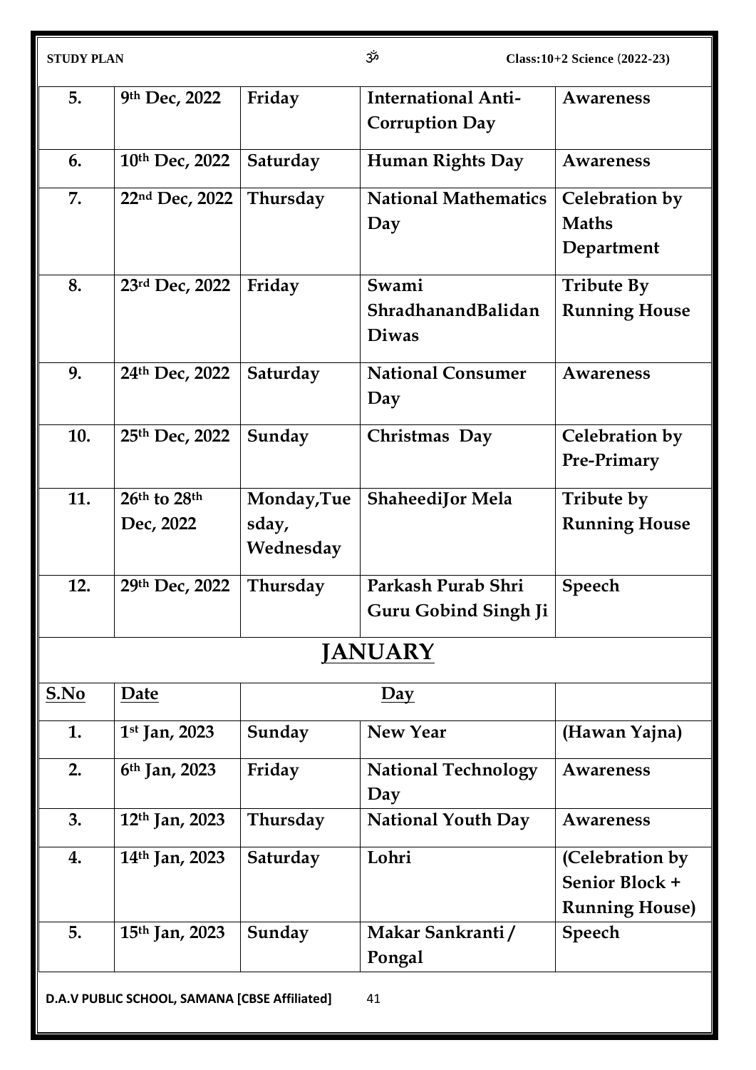| 5. | 9th Dec, 2022 | Friday | International Anti-Corruption Day | Awareness |
|---|---|---|---|---|
| 6. | 10th Dec, 2022 | Saturday | Human Rights Day | Awareness |
| 7. | 22nd Dec, 2022 | Thursday | National Mathematics Day | Celebration by Maths Department |
| 8. | 23rd Dec, 2022 | Friday | Swami ShradhanandBalidan Diwas | Tribute By Running House |
| 9. | 24th Dec, 2022 | Saturday | National Consumer Day | Awareness |
| 10. | 25th Dec, 2022 | Sunday | Christmas Day | Celebration by Pre-Primary |
| 11. | 26th to 28th Dec, 2022 | Monday,Tuesday, Wednesday | ShaheediJor Mela | Tribute by Running House |
| 12. | 29th Dec, 2022 | Thursday | Parkash Purab Shri Guru Gobind Singh Ji | Speech |

## JANUARY

| S.No | Date | Day | | |
|---|---|---|---|---|
| 1. | 1st Jan, 2023 | Sunday | New Year | (Hawan Yajna) |
| 2. | 6th Jan, 2023 | Friday | National Technology Day | Awareness |
| 3. | 12th Jan, 2023 | Thursday | National Youth Day | Awareness |
| 4. | 14th Jan, 2023 | Saturday | Lohri | (Celebration by Senior Block + Running House) |
| 5. | 15th Jan, 2023 | Sunday | Makar Sankranti / Pongal | Speech |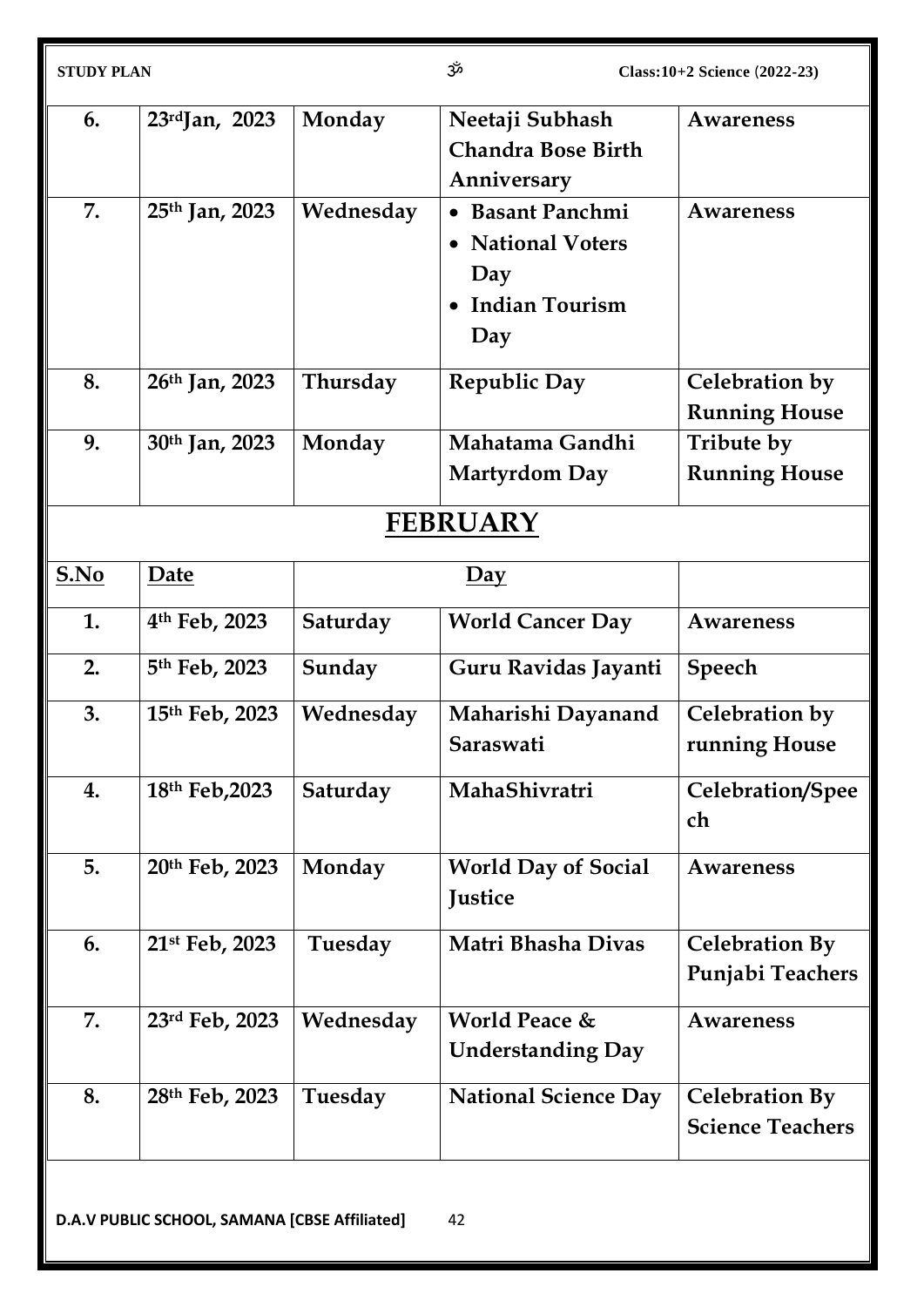| 6. | 23rd Jan, 2023 | Monday | Neetaji Subhash Chandra Bose Birth Anniversary | Awareness |
|---|---|---|---|---|
| 7. | 25th Jan, 2023 | Wednesday | • Basant Panchmi<br>• National Voters Day<br>• Indian Tourism Day | Awareness |
| 8. | 26th Jan, 2023 | Thursday | Republic Day | Celebration by Running House |
| 9. | 30th Jan, 2023 | Monday | Mahatama Gandhi Martyrdom Day | Tribute by Running House |

## FEBRUARY

| S.No | Date | Day | | |
|---|---|---|---|---|
| 1. | 4th Feb, 2023 | Saturday | World Cancer Day | Awareness |
| 2. | 5th Feb, 2023 | Sunday | Guru Ravidas Jayanti | Speech |
| 3. | 15th Feb, 2023 | Wednesday | Maharishi Dayanand Saraswati | Celebration by running House |
| 4. | 18th Feb,2023 | Saturday | MahaShivratri | Celebration/Speech |
| 5. | 20th Feb, 2023 | Monday | World Day of Social Justice | Awareness |
| 6. | 21st Feb, 2023 | Tuesday | Matri Bhasha Divas | Celebration By Punjabi Teachers |
| 7. | 23rd Feb, 2023 | Wednesday | World Peace & Understanding Day | Awareness |
| 8. | 28th Feb, 2023 | Tuesday | National Science Day | Celebration By Science Teachers |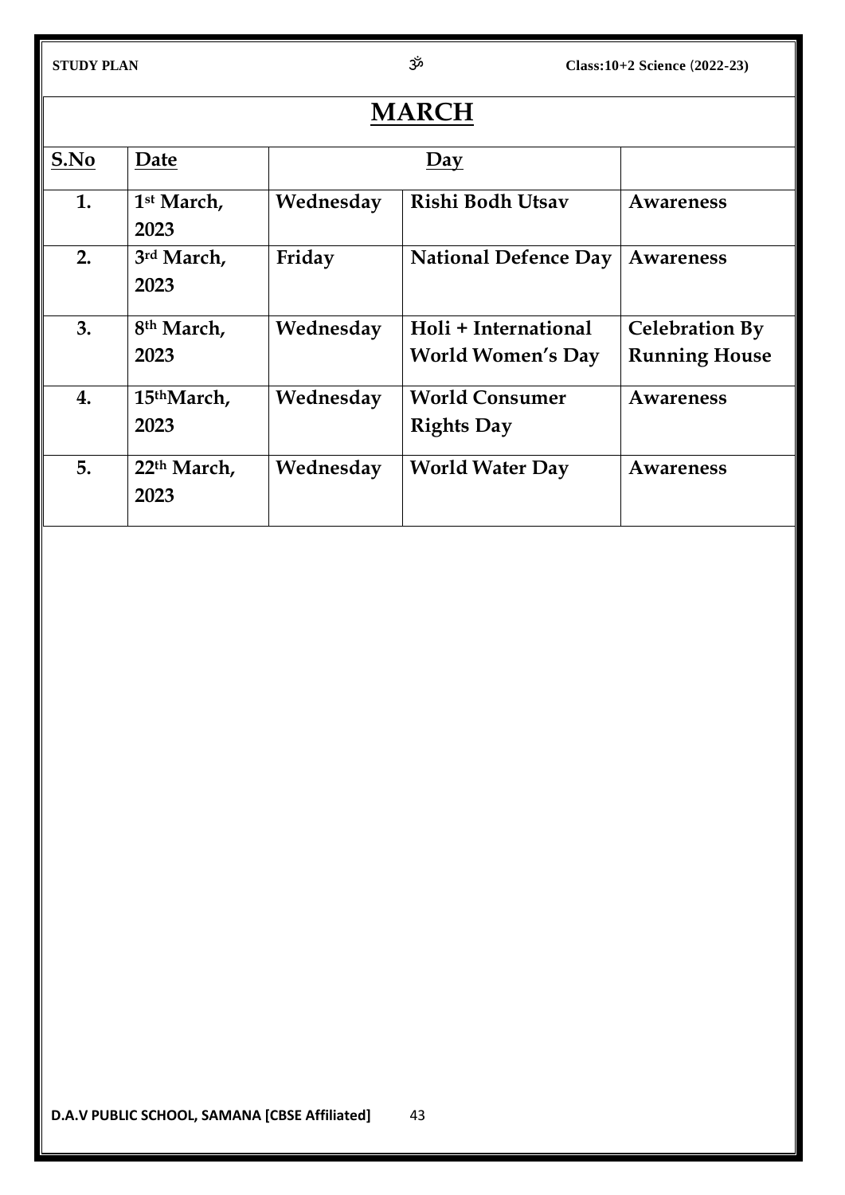# MARCH

| S.No | Date | Day | | |
|---|---|---|---|---|
| 1. | 1st March, 2023 | Wednesday | Rishi Bodh Utsav | Awareness |
| 2. | 3rd March, 2023 | Friday | National Defence Day | Awareness |
| 3. | 8th March, 2023 | Wednesday | Holi + International World Women's Day | Celebration By Running House |
| 4. | 15thMarch, 2023 | Wednesday | World Consumer Rights Day | Awareness |
| 5. | 22th March, 2023 | Wednesday | World Water Day | Awareness |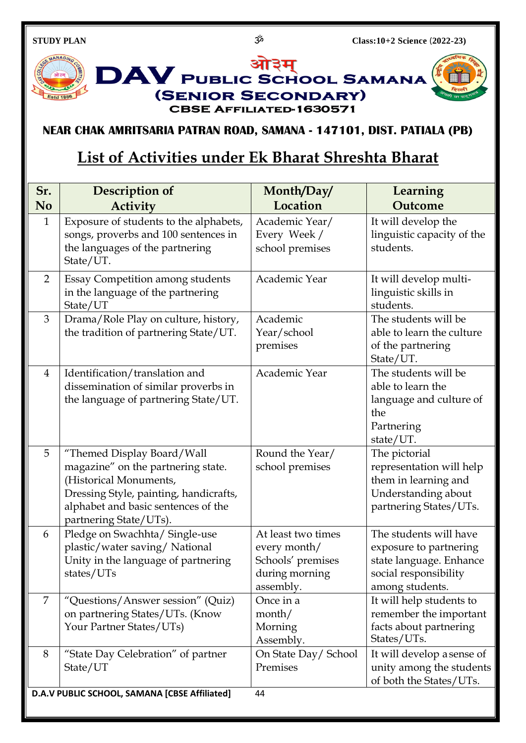# DAV PUBLIC SCHOOL SAMANA (SENIOR SECONDARY)

ओ३म्

CBSE AFFILIATED-1630571

**NEAR CHAK AMRITSARIA PATRAN ROAD, SAMANA - 147101, DIST. PATIALA (PB)**

## List of Activities under Ek Bharat Shreshta Bharat

| Sr. No | Description of Activity | Month/Day/ Location | Learning Outcome |
|---|---|---|---|
| 1 | Exposure of students to the alphabets, songs, proverbs and 100 sentences in the languages of the partnering State/UT. | Academic Year/ Every Week / school premises | It will develop the linguistic capacity of the students. |
| 2 | Essay Competition among students in the language of the partnering State/UT | Academic Year | It will develop multi-linguistic skills in students. |
| 3 | Drama/Role Play on culture, history, the tradition of partnering State/UT. | Academic Year/school premises | The students will be able to learn the culture of the partnering State/UT. |
| 4 | Identification/translation and dissemination of similar proverbs in the language of partnering State/UT. | Academic Year | The students will be able to learn the language and culture of the Partnering state/UT. |
| 5 | "Themed Display Board/Wall magazine" on the partnering state. (Historical Monuments, Dressing Style, painting, handicrafts, alphabet and basic sentences of the partnering State/UTs). | Round the Year/ school premises | The pictorial representation will help them in learning and Understanding about partnering States/UTs. |
| 6 | Pledge on Swachhta/ Single-use plastic/water saving/ National Unity in the language of partnering states/UTs | At least two times every month/ Schools' premises during morning assembly. | The students will have exposure to partnering state language. Enhance social responsibility among students. |
| 7 | "Questions/Answer session" (Quiz) on partnering States/UTs. (Know Your Partner States/UTs) | Once in a month/ Morning Assembly. | It will help students to remember the important facts about partnering States/UTs. |
| 8 | "State Day Celebration" of partner State/UT | On State Day/ School Premises | It will develop a sense of unity among the students of both the States/UTs. |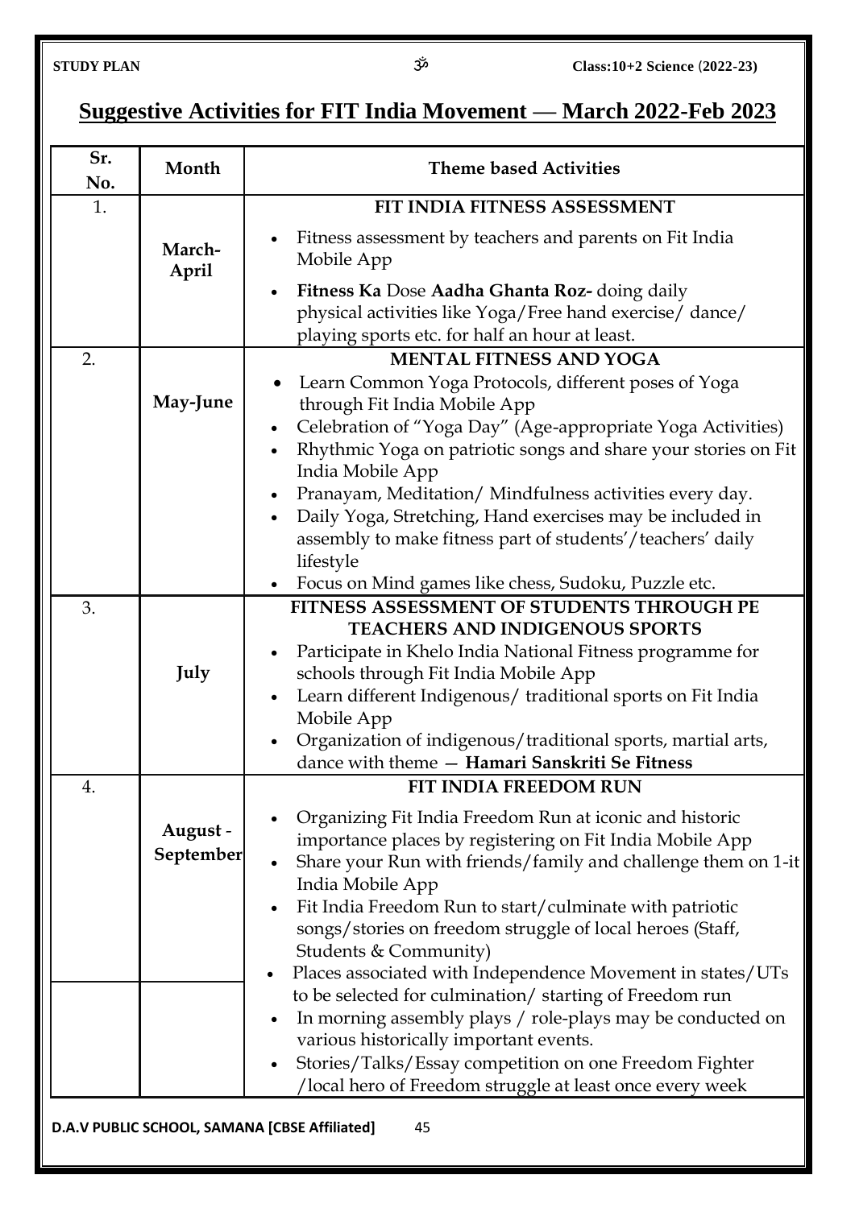## Suggestive Activities for FIT India Movement — March 2022-Feb 2023

| Sr. No. | Month | Theme based Activities |
|---|---|---|
| 1. | March-April | **FIT INDIA FITNESS ASSESSMENT**<br>• Fitness assessment by teachers and parents on Fit India Mobile App<br>• **Fitness Ka** Dose **Aadha Ghanta Roz-** doing daily physical activities like Yoga/Free hand exercise/ dance/ playing sports etc. for half an hour at least. |
| 2. | May-June | **MENTAL FITNESS AND YOGA**<br>• Learn Common Yoga Protocols, different poses of Yoga through Fit India Mobile App<br>• Celebration of "Yoga Day" (Age-appropriate Yoga Activities)<br>• Rhythmic Yoga on patriotic songs and share your stories on Fit India Mobile App<br>• Pranayam, Meditation/ Mindfulness activities every day.<br>• Daily Yoga, Stretching, Hand exercises may be included in assembly to make fitness part of students'/teachers' daily lifestyle<br>• Focus on Mind games like chess, Sudoku, Puzzle etc. |
| 3. | July | **FITNESS ASSESSMENT OF STUDENTS THROUGH PE TEACHERS AND INDIGENOUS SPORTS**<br>• Participate in Khelo India National Fitness programme for schools through Fit India Mobile App<br>• Learn different Indigenous/ traditional sports on Fit India Mobile App<br>• Organization of indigenous/traditional sports, martial arts, dance with theme — **Hamari Sanskriti Se Fitness** |
| 4. | August - September | **FIT INDIA FREEDOM RUN**<br>• Organizing Fit India Freedom Run at iconic and historic importance places by registering on Fit India Mobile App<br>• Share your Run with friends/family and challenge them on 1-it India Mobile App<br>• Fit India Freedom Run to start/culminate with patriotic songs/stories on freedom struggle of local heroes (Staff, Students & Community)<br>• Places associated with Independence Movement in states/UTs to be selected for culmination/ starting of Freedom run<br>• In morning assembly plays / role-plays may be conducted on various historically important events.<br>• Stories/Talks/Essay competition on one Freedom Fighter /local hero of Freedom struggle at least once every week |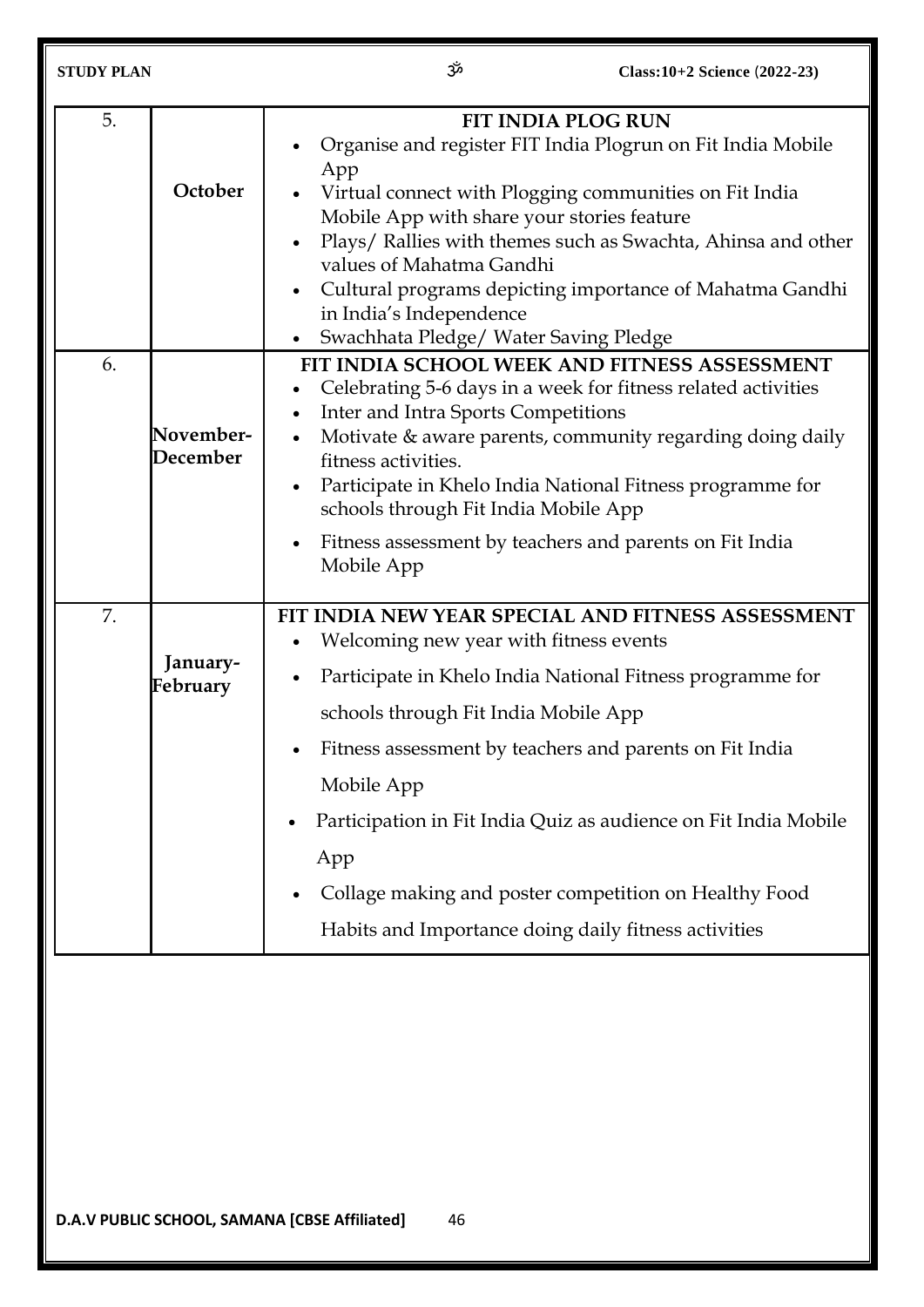| 5. | **October** | **FIT INDIA PLOG RUN**<br>• Organise and register FIT India Plogrun on Fit India Mobile App<br>• Virtual connect with Plogging communities on Fit India Mobile App with share your stories feature<br>• Plays/ Rallies with themes such as Swachta, Ahinsa and other values of Mahatma Gandhi<br>• Cultural programs depicting importance of Mahatma Gandhi in India's Independence<br>• Swachhata Pledge/ Water Saving Pledge |
|---|---|---|
| 6. | **November-December** | **FIT INDIA SCHOOL WEEK AND FITNESS ASSESSMENT**<br>• Celebrating 5-6 days in a week for fitness related activities<br>• Inter and Intra Sports Competitions<br>• Motivate & aware parents, community regarding doing daily fitness activities.<br>• Participate in Khelo India National Fitness programme for schools through Fit India Mobile App<br>• Fitness assessment by teachers and parents on Fit India Mobile App |
| 7. | **January-February** | **FIT INDIA NEW YEAR SPECIAL AND FITNESS ASSESSMENT**<br>• Welcoming new year with fitness events<br>• Participate in Khelo India National Fitness programme for schools through Fit India Mobile App<br>• Fitness assessment by teachers and parents on Fit India Mobile App<br>• Participation in Fit India Quiz as audience on Fit India Mobile App<br>• Collage making and poster competition on Healthy Food Habits and Importance doing daily fitness activities |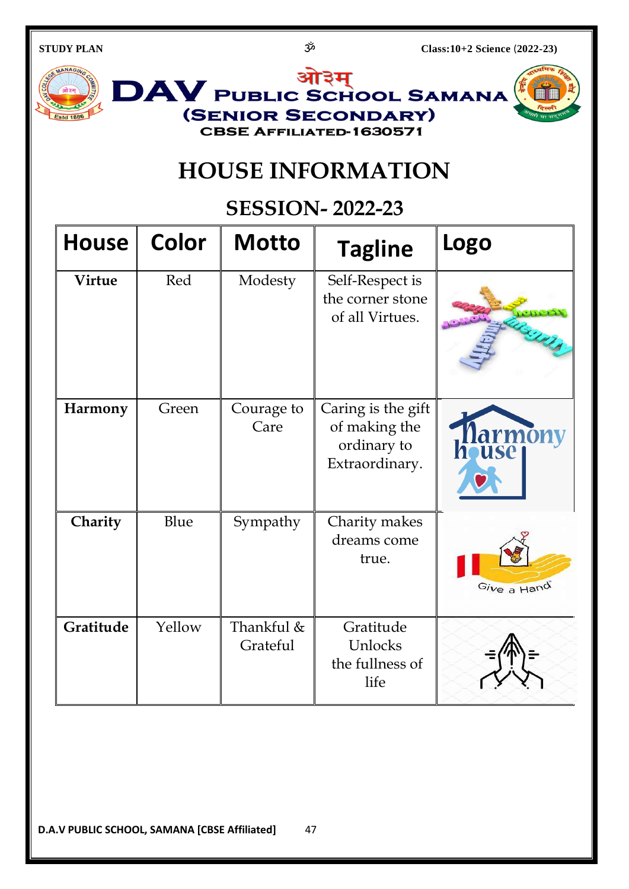# DAV PUBLIC SCHOOL SAMANA

## (SENIOR SECONDARY)

### CBSE AFFILIATED-1630571

# HOUSE INFORMATION

## SESSION- 2022-23

| House | Color | Motto | Tagline | Logo |
|---|---|---|---|---|
| **Virtue** | Red | Modesty | Self-Respect is the corner stone of all Virtues. | |
| **Harmony** | Green | Courage to Care | Caring is the gift of making the ordinary to Extraordinary. | |
| **Charity** | Blue | Sympathy | Charity makes dreams come true. | |
| **Gratitude** | Yellow | Thankful & Grateful | Gratitude Unlocks the fullness of life | |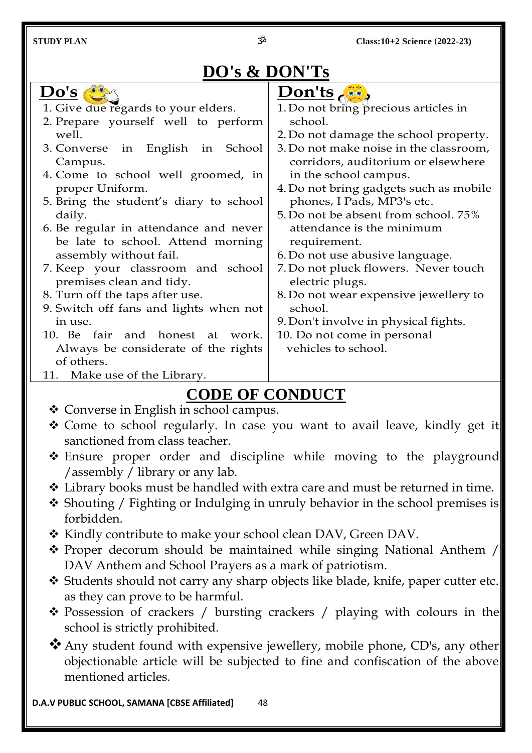# DO's & DON'Ts

## Do's

1. Give due regards to your elders.
2. Prepare yourself well to perform well.
3. Converse in English in School Campus.
4. Come to school well groomed, in proper Uniform.
5. Bring the student's diary to school daily.
6. Be regular in attendance and never be late to school. Attend morning assembly without fail.
7. Keep your classroom and school premises clean and tidy.
8. Turn off the taps after use.
9. Switch off fans and lights when not in use.
10. Be fair and honest at work. Always be considerate of the rights of others.
11. Make use of the Library.

## Don'ts

1. Do not bring precious articles in school.
2. Do not damage the school property.
3. Do not make noise in the classroom, corridors, auditorium or elsewhere in the school campus.
4. Do not bring gadgets such as mobile phones, I Pads, MP3's etc.
5. Do not be absent from school. 75% attendance is the minimum requirement.
6. Do not use abusive language.
7. Do not pluck flowers. Never touch electric plugs.
8. Do not wear expensive jewellery to school.
9. Don't involve in physical fights.
10. Do not come in personal vehicles to school.

# CODE OF CONDUCT

- Converse in English in school campus.
- Come to school regularly. In case you want to avail leave, kindly get it sanctioned from class teacher.
- Ensure proper order and discipline while moving to the playground /assembly / library or any lab.
- Library books must be handled with extra care and must be returned in time.
- Shouting / Fighting or Indulging in unruly behavior in the school premises is forbidden.
- Kindly contribute to make your school clean DAV, Green DAV.
- Proper decorum should be maintained while singing National Anthem / DAV Anthem and School Prayers as a mark of patriotism.
- Students should not carry any sharp objects like blade, knife, paper cutter etc. as they can prove to be harmful.
- Possession of crackers / bursting crackers / playing with colours in the school is strictly prohibited.
- Any student found with expensive jewellery, mobile phone, CD's, any other objectionable article will be subjected to fine and confiscation of the above mentioned articles.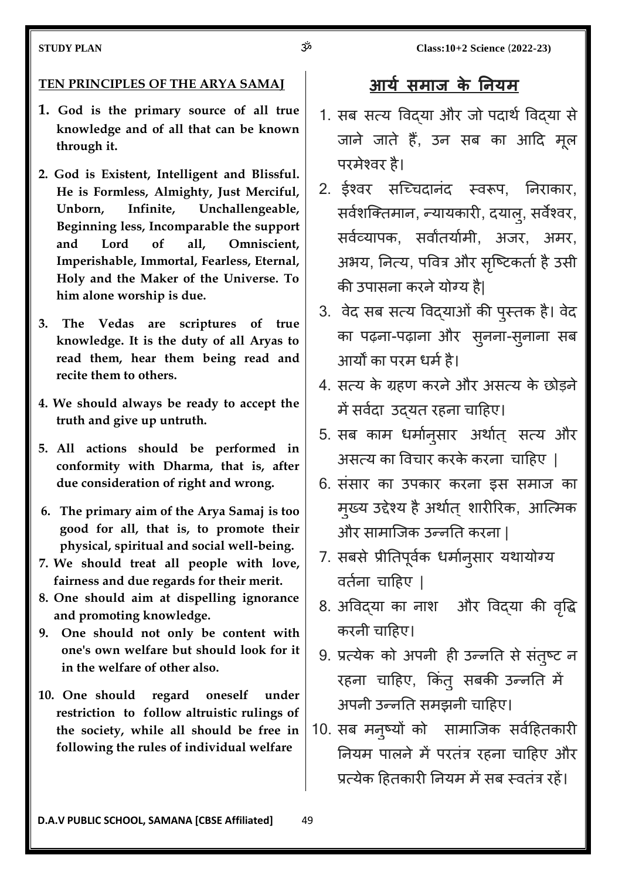## TEN PRINCIPLES OF THE ARYA SAMAJ

1. **God is the primary source of all true knowledge and of all that can be known through it.**
2. **God is Existent, Intelligent and Blissful. He is Formless, Almighty, Just Merciful, Unborn, Infinite, Unchallengeable, Beginning less, Incomparable the support and Lord of all, Omniscient, Imperishable, Immortal, Fearless, Eternal, Holy and the Maker of the Universe. To him alone worship is due.**
3. **The Vedas are scriptures of true knowledge. It is the duty of all Aryas to read them, hear them being read and recite them to others.**
4. **We should always be ready to accept the truth and give up untruth.**
5. **All actions should be performed in conformity with Dharma, that is, after due consideration of right and wrong.**
6. **The primary aim of the Arya Samaj is too good for all, that is, to promote their physical, spiritual and social well-being.**
7. **We should treat all people with love, fairness and due regards for their merit.**
8. **One should aim at dispelling ignorance and promoting knowledge.**
9. **One should not only be content with one's own welfare but should look for it in the welfare of other also.**
10. **One should regard oneself under restriction to follow altruistic rulings of the society, while all should be free in following the rules of individual welfare**

## आर्य समाज के नियम

1. सब सत्य विद्या और जो पदार्थ विद्या से जाने जाते हैं, उन सब का आदि मूल परमेश्वर है।
2. ईश्वर सच्चिदानंद स्वरूप, निराकार, सर्वशक्तिमान, न्यायकारी, दयालु, सर्वेश्वर, सर्वव्यापक, सर्वांतर्यामी, अजर, अमर, अभय, नित्य, पवित्र और सृष्टिकर्ता है उसी की उपासना करने योग्य है|
3. वेद सब सत्य विद्याओं की पुस्तक है। वेद का पढ़ना-पढ़ाना और सुनना-सुनाना सब आर्यों का परम धर्म है।
4. सत्य के ग्रहण करने और असत्य के छोड़ने में सर्वदा उद्यत रहना चाहिए।
5. सब काम धर्मानुसार अर्थात् सत्य और असत्य का विचार करके करना चाहिए |
6. संसार का उपकार करना इस समाज का मुख्य उद्देश्य है अर्थात् शारीरिक, आत्मिक और सामाजिक उन्नति करना |
7. सबसे प्रीतिपूर्वक धर्मानुसार यथायोग्य वर्तना चाहिए |
8. अविद्या का नाश और विद्या की वृद्धि करनी चाहिए।
9. प्रत्येक को अपनी ही उन्नति से संतुष्ट न रहना चाहिए, किंतु सबकी उन्नति में अपनी उन्नति समझनी चाहिए।
10. सब मनुष्यों को सामाजिक सर्वहितकारी नियम पालने में परतंत्र रहना चाहिए और प्रत्येक हितकारी नियम में सब स्वतंत्र रहें।